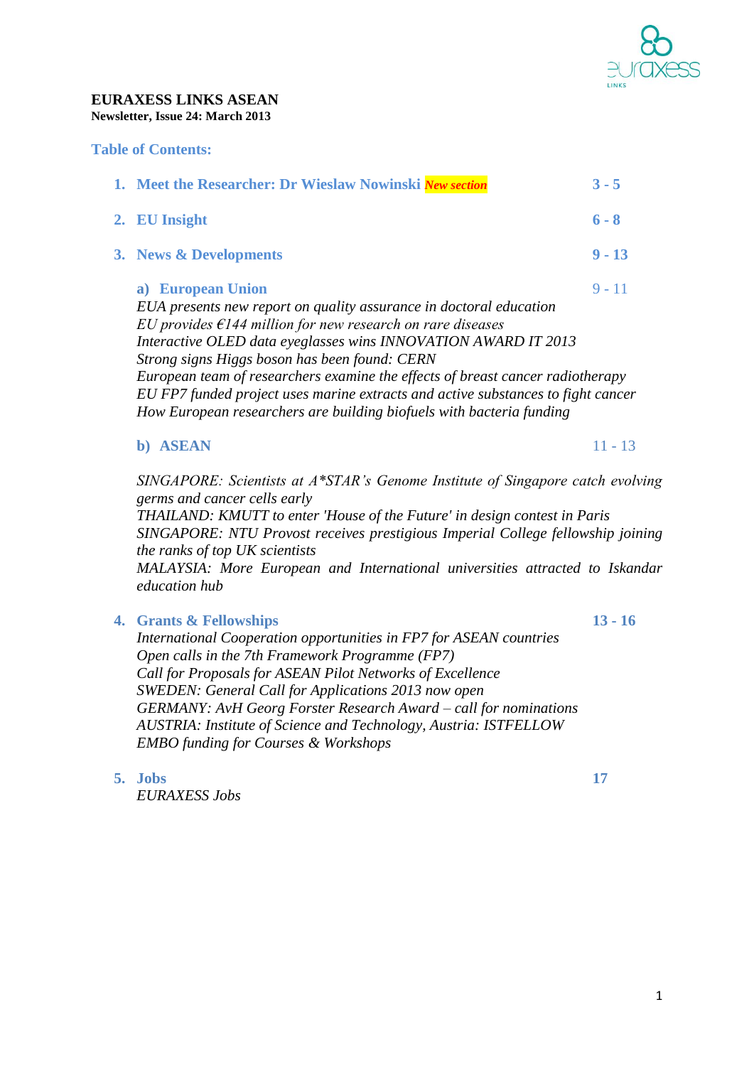**EURAXESS LINKS ASEAN**
**Newsletter, Issue 24: March 2013**

## Table of Contents:

1. **Meet the Researcher: Dr Wieslaw Nowinski** ***New section*** — **3 - 5**

2. **EU Insight** — **6 - 8**

3. **News & Developments** — **9 - 13**

   a) **European Union** — 9 - 11
   *EUA presents new report on quality assurance in doctoral education*
   *EU provides €144 million for new research on rare diseases*
   *Interactive OLED data eyeglasses wins INNOVATION AWARD IT 2013*
   *Strong signs Higgs boson has been found: CERN*
   *European team of researchers examine the effects of breast cancer radiotherapy*
   *EU FP7 funded project uses marine extracts and active substances to fight cancer*
   *How European researchers are building biofuels with bacteria funding*

   b) **ASEAN** — 11 - 13
   *SINGAPORE: Scientists at A*STAR's Genome Institute of Singapore catch evolving germs and cancer cells early*
   *THAILAND: KMUTT to enter 'House of the Future' in design contest in Paris*
   *SINGAPORE: NTU Provost receives prestigious Imperial College fellowship joining the ranks of top UK scientists*
   *MALAYSIA: More European and International universities attracted to Iskandar education hub*

4. **Grants & Fellowships** — **13 - 16**
   *International Cooperation opportunities in FP7 for ASEAN countries*
   *Open calls in the 7th Framework Programme (FP7)*
   *Call for Proposals for ASEAN Pilot Networks of Excellence*
   *SWEDEN: General Call for Applications 2013 now open*
   *GERMANY: AvH Georg Forster Research Award – call for nominations*
   *AUSTRIA: Institute of Science and Technology, Austria: ISTFELLOW*
   *EMBO funding for Courses & Workshops*

5. **Jobs** — **17**
   *EURAXESS Jobs*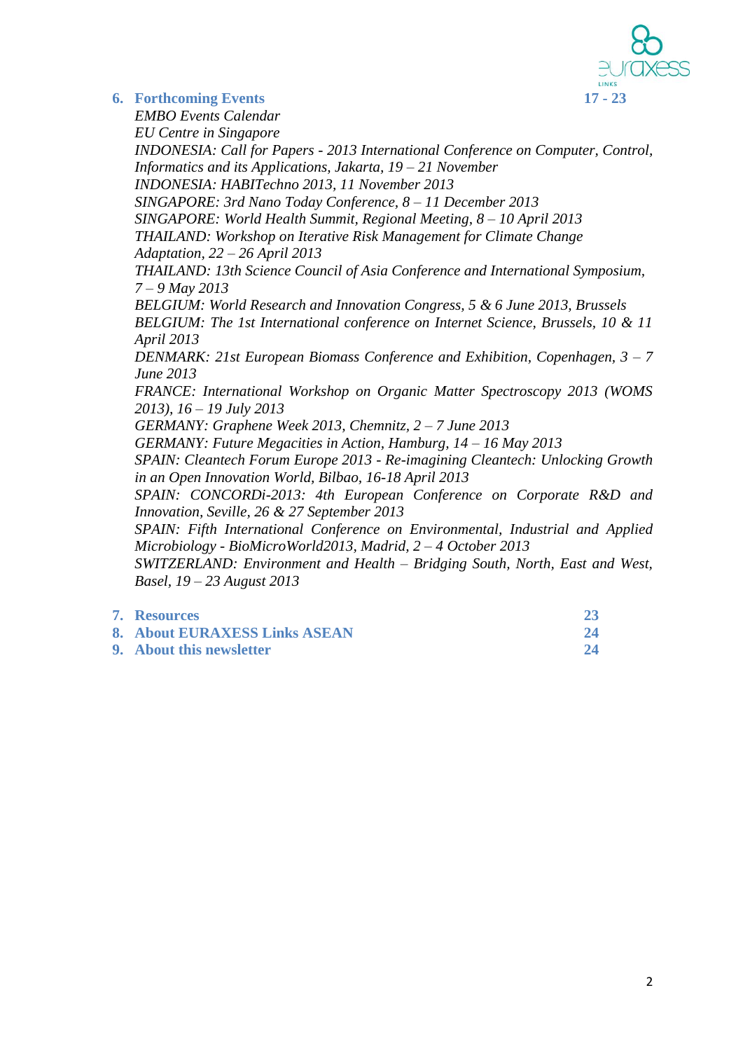**6. Forthcoming Events** **17 - 23**

*EMBO Events Calendar*
*EU Centre in Singapore*
*INDONESIA: Call for Papers - 2013 International Conference on Computer, Control, Informatics and its Applications, Jakarta, 19 – 21 November*
*INDONESIA: HABITechno 2013, 11 November 2013*
*SINGAPORE: 3rd Nano Today Conference, 8 – 11 December 2013*
*SINGAPORE: World Health Summit, Regional Meeting, 8 – 10 April 2013*
*THAILAND: Workshop on Iterative Risk Management for Climate Change Adaptation, 22 – 26 April 2013*
*THAILAND: 13th Science Council of Asia Conference and International Symposium, 7 – 9 May 2013*
*BELGIUM: World Research and Innovation Congress, 5 & 6 June 2013, Brussels*
*BELGIUM: The 1st International conference on Internet Science, Brussels, 10 & 11 April 2013*
*DENMARK: 21st European Biomass Conference and Exhibition, Copenhagen, 3 – 7 June 2013*
*FRANCE: International Workshop on Organic Matter Spectroscopy 2013 (WOMS 2013), 16 – 19 July 2013*
*GERMANY: Graphene Week 2013, Chemnitz, 2 – 7 June 2013*
*GERMANY: Future Megacities in Action, Hamburg, 14 – 16 May 2013*
*SPAIN: Cleantech Forum Europe 2013 - Re-imagining Cleantech: Unlocking Growth in an Open Innovation World, Bilbao, 16-18 April 2013*
*SPAIN: CONCORDi-2013: 4th European Conference on Corporate R&D and Innovation, Seville, 26 & 27 September 2013*
*SPAIN: Fifth International Conference on Environmental, Industrial and Applied Microbiology - BioMicroWorld2013, Madrid, 2 – 4 October 2013*
*SWITZERLAND: Environment and Health – Bridging South, North, East and West, Basel, 19 – 23 August 2013*

**7. Resources** **23**
**8. About EURAXESS Links ASEAN** **24**
**9. About this newsletter** **24**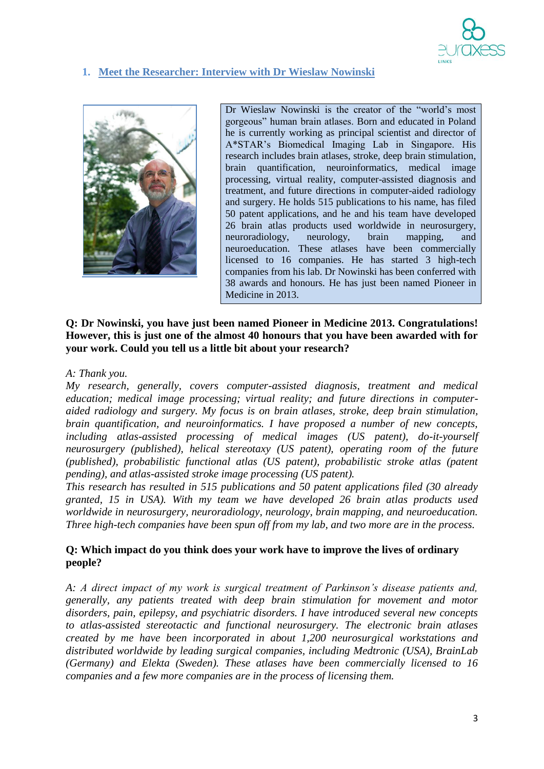## 1. Meet the Researcher: Interview with Dr Wieslaw Nowinski

Dr Wieslaw Nowinski is the creator of the "world's most gorgeous" human brain atlases. Born and educated in Poland he is currently working as principal scientist and director of A*STAR's Biomedical Imaging Lab in Singapore. His research includes brain atlases, stroke, deep brain stimulation, brain quantification, neuroinformatics, medical image processing, virtual reality, computer-assisted diagnosis and treatment, and future directions in computer-aided radiology and surgery. He holds 515 publications to his name, has filed 50 patent applications, and he and his team have developed 26 brain atlas products used worldwide in neurosurgery, neuroradiology, neurology, brain mapping, and neuroeducation. These atlases have been commercially licensed to 16 companies. He has started 3 high-tech companies from his lab. Dr Nowinski has been conferred with 38 awards and honours. He has just been named Pioneer in Medicine in 2013.

**Q: Dr Nowinski, you have just been named Pioneer in Medicine 2013. Congratulations! However, this is just one of the almost 40 honours that you have been awarded with for your work. Could you tell us a little bit about your research?**

*A: Thank you.*
*My research, generally, covers computer-assisted diagnosis, treatment and medical education; medical image processing; virtual reality; and future directions in computer-aided radiology and surgery. My focus is on brain atlases, stroke, deep brain stimulation, brain quantification, and neuroinformatics. I have proposed a number of new concepts, including atlas-assisted processing of medical images (US patent), do-it-yourself neurosurgery (published), helical stereotaxy (US patent), operating room of the future (published), probabilistic functional atlas (US patent), probabilistic stroke atlas (patent pending), and atlas-assisted stroke image processing (US patent).*
*This research has resulted in 515 publications and 50 patent applications filed (30 already granted, 15 in USA). With my team we have developed 26 brain atlas products used worldwide in neurosurgery, neuroradiology, neurology, brain mapping, and neuroeducation. Three high-tech companies have been spun off from my lab, and two more are in the process.*

**Q: Which impact do you think does your work have to improve the lives of ordinary people?**

*A: A direct impact of my work is surgical treatment of Parkinson's disease patients and, generally, any patients treated with deep brain stimulation for movement and motor disorders, pain, epilepsy, and psychiatric disorders. I have introduced several new concepts to atlas-assisted stereotactic and functional neurosurgery. The electronic brain atlases created by me have been incorporated in about 1,200 neurosurgical workstations and distributed worldwide by leading surgical companies, including Medtronic (USA), BrainLab (Germany) and Elekta (Sweden). These atlases have been commercially licensed to 16 companies and a few more companies are in the process of licensing them.*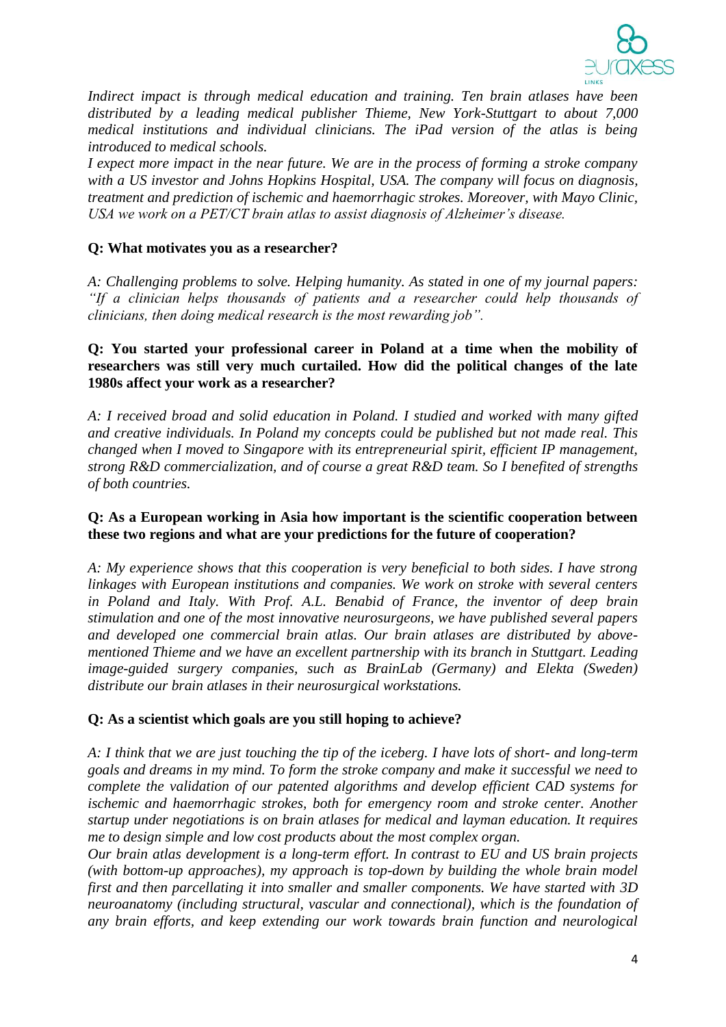*Indirect impact is through medical education and training. Ten brain atlases have been distributed by a leading medical publisher Thieme, New York-Stuttgart to about 7,000 medical institutions and individual clinicians. The iPad version of the atlas is being introduced to medical schools.*

*I expect more impact in the near future. We are in the process of forming a stroke company with a US investor and Johns Hopkins Hospital, USA. The company will focus on diagnosis, treatment and prediction of ischemic and haemorrhagic strokes. Moreover, with Mayo Clinic, USA we work on a PET/CT brain atlas to assist diagnosis of Alzheimer's disease.*

**Q: What motivates you as a researcher?**

*A: Challenging problems to solve. Helping humanity. As stated in one of my journal papers: "If a clinician helps thousands of patients and a researcher could help thousands of clinicians, then doing medical research is the most rewarding job".*

**Q: You started your professional career in Poland at a time when the mobility of researchers was still very much curtailed. How did the political changes of the late 1980s affect your work as a researcher?**

*A: I received broad and solid education in Poland. I studied and worked with many gifted and creative individuals. In Poland my concepts could be published but not made real. This changed when I moved to Singapore with its entrepreneurial spirit, efficient IP management, strong R&D commercialization, and of course a great R&D team. So I benefited of strengths of both countries.*

**Q: As a European working in Asia how important is the scientific cooperation between these two regions and what are your predictions for the future of cooperation?**

*A: My experience shows that this cooperation is very beneficial to both sides. I have strong linkages with European institutions and companies. We work on stroke with several centers in Poland and Italy. With Prof. A.L. Benabid of France, the inventor of deep brain stimulation and one of the most innovative neurosurgeons, we have published several papers and developed one commercial brain atlas. Our brain atlases are distributed by above-mentioned Thieme and we have an excellent partnership with its branch in Stuttgart. Leading image-guided surgery companies, such as BrainLab (Germany) and Elekta (Sweden) distribute our brain atlases in their neurosurgical workstations.*

**Q: As a scientist which goals are you still hoping to achieve?**

*A: I think that we are just touching the tip of the iceberg. I have lots of short- and long-term goals and dreams in my mind. To form the stroke company and make it successful we need to complete the validation of our patented algorithms and develop efficient CAD systems for ischemic and haemorrhagic strokes, both for emergency room and stroke center. Another startup under negotiations is on brain atlases for medical and layman education. It requires me to design simple and low cost products about the most complex organ.*

*Our brain atlas development is a long-term effort. In contrast to EU and US brain projects (with bottom-up approaches), my approach is top-down by building the whole brain model first and then parcellating it into smaller and smaller components. We have started with 3D neuroanatomy (including structural, vascular and connectional), which is the foundation of any brain efforts, and keep extending our work towards brain function and neurological*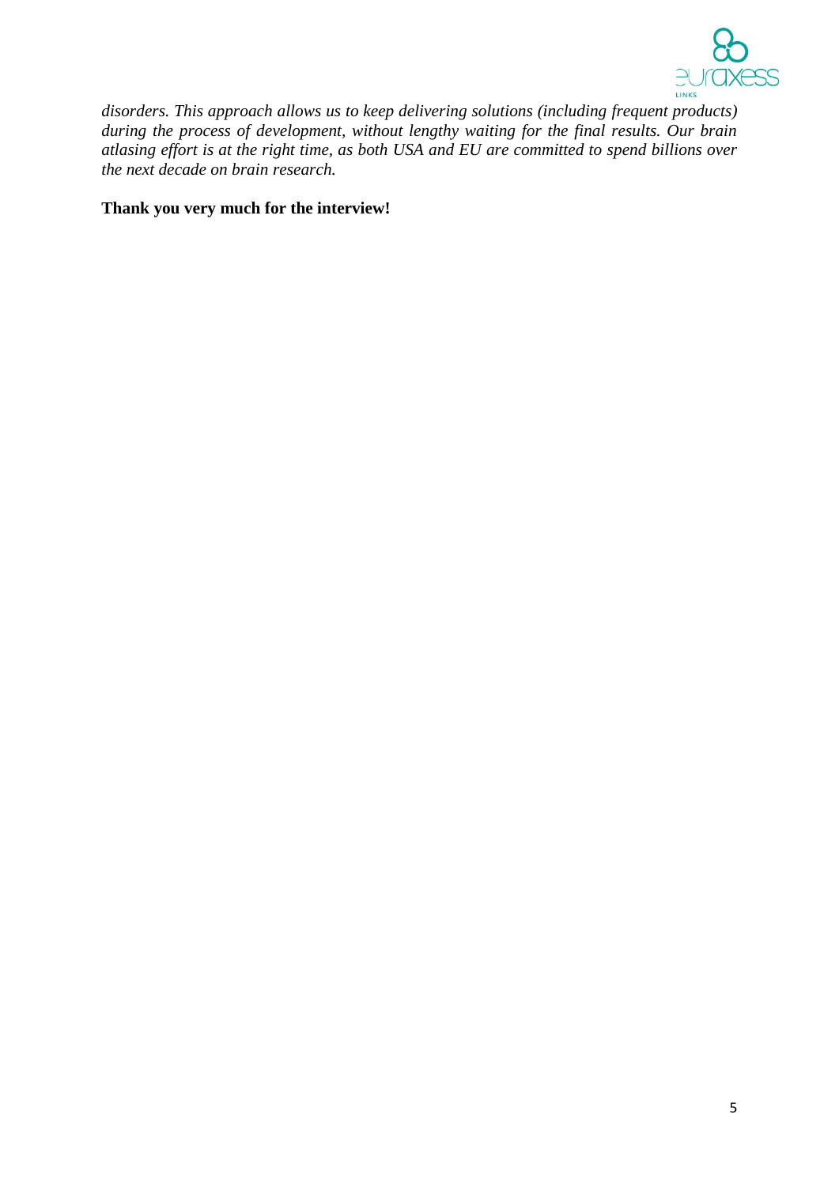*disorders. This approach allows us to keep delivering solutions (including frequent products) during the process of development, without lengthy waiting for the final results. Our brain atlasing effort is at the right time, as both USA and EU are committed to spend billions over the next decade on brain research.*

**Thank you very much for the interview!**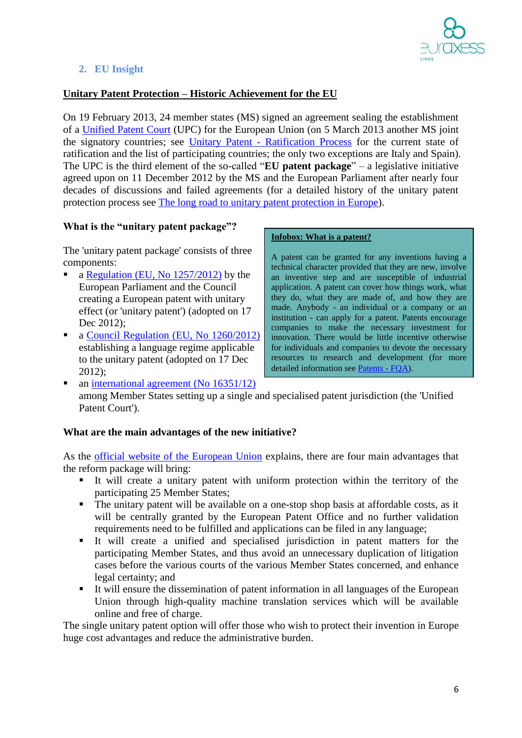## 2. EU Insight

**Unitary Patent Protection – Historic Achievement for the EU**

On 19 February 2013, 24 member states (MS) signed an agreement sealing the establishment of a Unified Patent Court (UPC) for the European Union (on 5 March 2013 another MS joint the signatory countries; see Unitary Patent - Ratification Process for the current state of ratification and the list of participating countries; the only two exceptions are Italy and Spain). The UPC is the third element of the so-called "**EU patent package**" – a legislative initiative agreed upon on 11 December 2012 by the MS and the European Parliament after nearly four decades of discussions and failed agreements (for a detailed history of the unitary patent protection process see The long road to unitary patent protection in Europe).

**What is the "unitary patent package"?**

The 'unitary patent package' consists of three components:

- a Regulation (EU, No 1257/2012) by the European Parliament and the Council creating a European patent with unitary effect (or 'unitary patent') (adopted on 17 Dec 2012);
- a Council Regulation (EU, No 1260/2012) establishing a language regime applicable to the unitary patent (adopted on 17 Dec 2012);
- an international agreement (No 16351/12) among Member States setting up a single and specialised patent jurisdiction (the 'Unified Patent Court').

> **Infobox: What is a patent?**
>
> A patent can be granted for any inventions having a technical character provided that they are new, involve an inventive step and are susceptible of industrial application. A patent can cover how things work, what they do, what they are made of, and how they are made. Anybody - an individual or a company or an institution - can apply for a patent. Patents encourage companies to make the necessary investment for innovation. There would be little incentive otherwise for individuals and companies to devote the necessary resources to research and development (for more detailed information see Patents - FQA).

**What are the main advantages of the new initiative?**

As the official website of the European Union explains, there are four main advantages that the reform package will bring:

- It will create a unitary patent with uniform protection within the territory of the participating 25 Member States;
- The unitary patent will be available on a one-stop shop basis at affordable costs, as it will be centrally granted by the European Patent Office and no further validation requirements need to be fulfilled and applications can be filed in any language;
- It will create a unified and specialised jurisdiction in patent matters for the participating Member States, and thus avoid an unnecessary duplication of litigation cases before the various courts of the various Member States concerned, and enhance legal certainty; and
- It will ensure the dissemination of patent information in all languages of the European Union through high-quality machine translation services which will be available online and free of charge.

The single unitary patent option will offer those who wish to protect their invention in Europe huge cost advantages and reduce the administrative burden.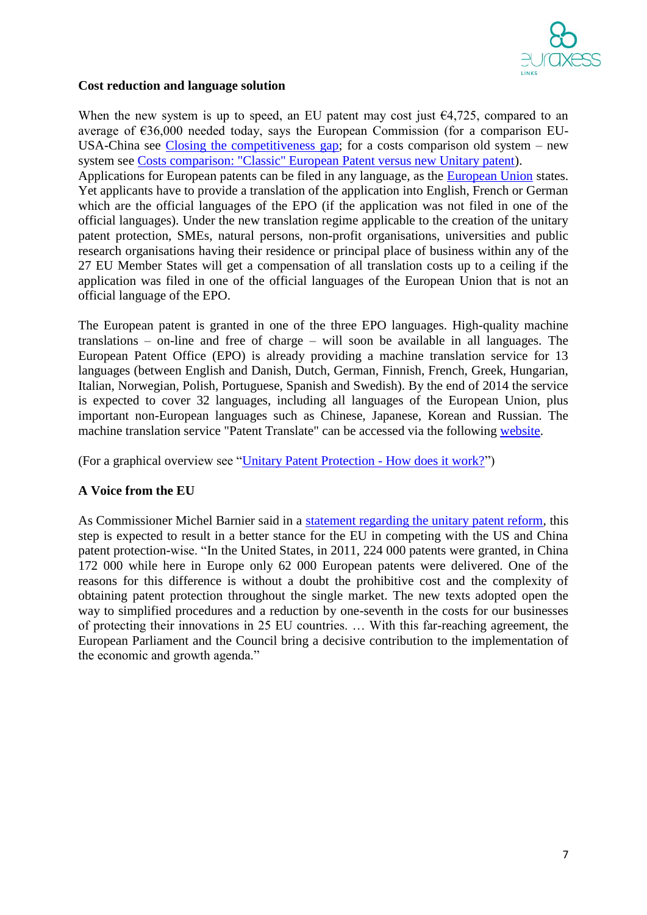**Cost reduction and language solution**

When the new system is up to speed, an EU patent may cost just €4,725, compared to an average of €36,000 needed today, says the European Commission (for a comparison EU-USA-China see [Closing the competitiveness gap](); for a costs comparison old system – new system see [Costs comparison: "Classic" European Patent versus new Unitary patent]()).
Applications for European patents can be filed in any language, as the [European Union]() states. Yet applicants have to provide a translation of the application into English, French or German which are the official languages of the EPO (if the application was not filed in one of the official languages). Under the new translation regime applicable to the creation of the unitary patent protection, SMEs, natural persons, non-profit organisations, universities and public research organisations having their residence or principal place of business within any of the 27 EU Member States will get a compensation of all translation costs up to a ceiling if the application was filed in one of the official languages of the European Union that is not an official language of the EPO.

The European patent is granted in one of the three EPO languages. High-quality machine translations – on-line and free of charge – will soon be available in all languages. The European Patent Office (EPO) is already providing a machine translation service for 13 languages (between English and Danish, Dutch, German, Finnish, French, Greek, Hungarian, Italian, Norwegian, Polish, Portuguese, Spanish and Swedish). By the end of 2014 the service is expected to cover 32 languages, including all languages of the European Union, plus important non-European languages such as Chinese, Japanese, Korean and Russian. The machine translation service "Patent Translate" can be accessed via the following [website]().

(For a graphical overview see "[Unitary Patent Protection - How does it work?]()")

**A Voice from the EU**

As Commissioner Michel Barnier said in a [statement regarding the unitary patent reform](), this step is expected to result in a better stance for the EU in competing with the US and China patent protection-wise. "In the United States, in 2011, 224 000 patents were granted, in China 172 000 while here in Europe only 62 000 European patents were delivered. One of the reasons for this difference is without a doubt the prohibitive cost and the complexity of obtaining patent protection throughout the single market. The new texts adopted open the way to simplified procedures and a reduction by one-seventh in the costs for our businesses of protecting their innovations in 25 EU countries. … With this far-reaching agreement, the European Parliament and the Council bring a decisive contribution to the implementation of the economic and growth agenda."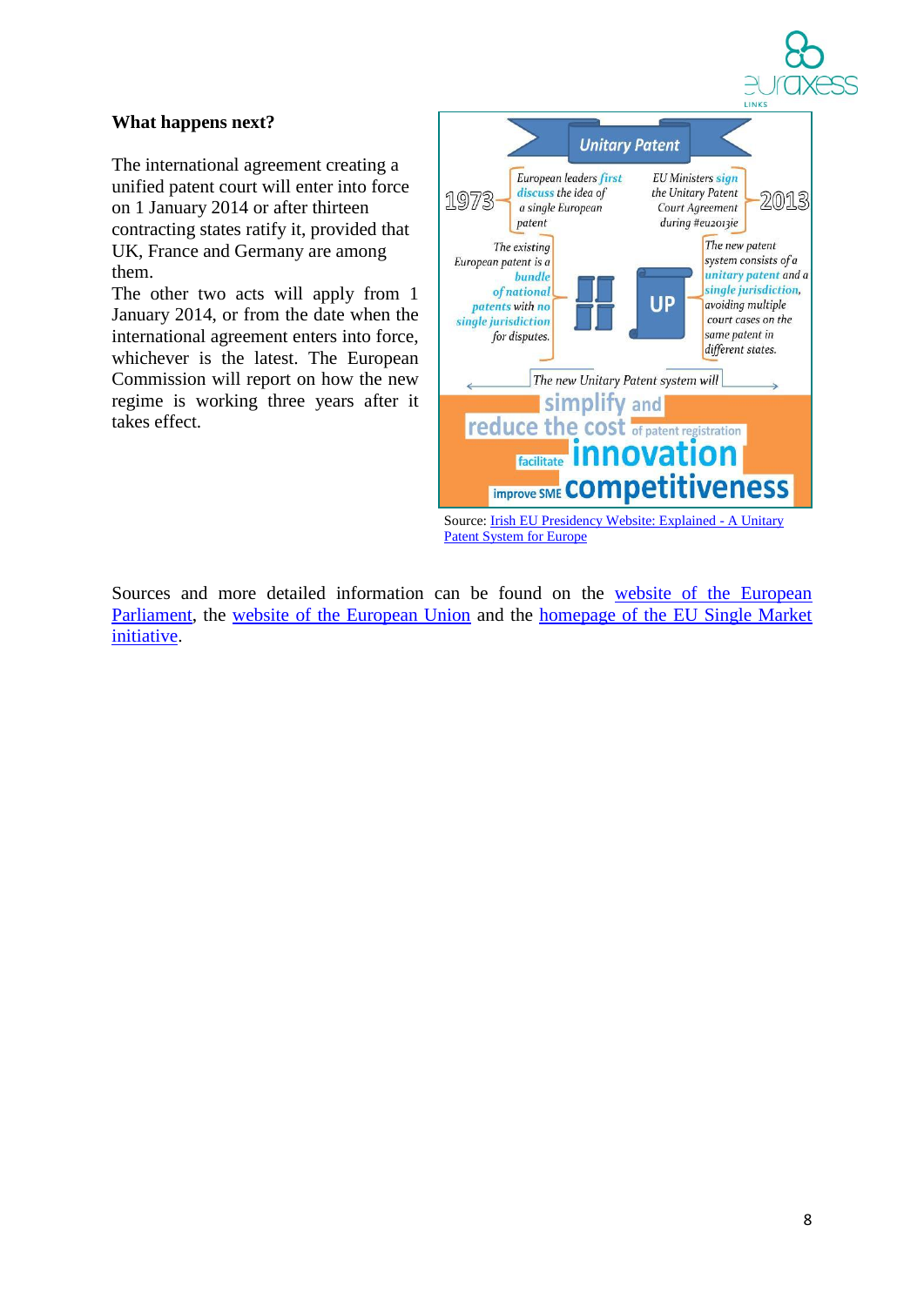**What happens next?**

The international agreement creating a unified patent court will enter into force on 1 January 2014 or after thirteen contracting states ratify it, provided that UK, France and Germany are among them.

The other two acts will apply from 1 January 2014, or from the date when the international agreement enters into force, whichever is the latest. The European Commission will report on how the new regime is working three years after it takes effect.

**Unitary Patent**

1973 – European leaders *first discuss* the idea of a single European patent

2013 – EU Ministers *sign* the Unitary Patent Court Agreement during #eu2013ie

The existing European patent is a *bundle of national patents* with *no single jurisdiction* for disputes.

UP

The new patent system consists of a *unitary patent* and a *single jurisdiction*, avoiding multiple court cases on the same patent in different states.

The new Unitary Patent system will

simplify and reduce the cost of patent registration

facilitate innovation

improve SME competitiveness

Source: [Irish EU Presidency Website: Explained - A Unitary Patent System for Europe]()

Sources and more detailed information can be found on the [website of the European Parliament](), the [website of the European Union]() and the [homepage of the EU Single Market initiative]().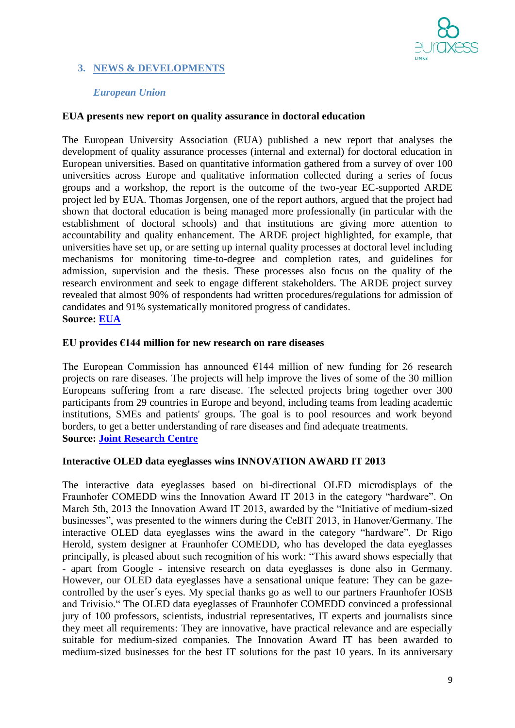## 3. NEWS & DEVELOPMENTS

### *European Union*

**EUA presents new report on quality assurance in doctoral education**

The European University Association (EUA) published a new report that analyses the development of quality assurance processes (internal and external) for doctoral education in European universities. Based on quantitative information gathered from a survey of over 100 universities across Europe and qualitative information collected during a series of focus groups and a workshop, the report is the outcome of the two-year EC-supported ARDE project led by EUA. Thomas Jorgensen, one of the report authors, argued that the project had shown that doctoral education is being managed more professionally (in particular with the establishment of doctoral schools) and that institutions are giving more attention to accountability and quality enhancement. The ARDE project highlighted, for example, that universities have set up, or are setting up internal quality processes at doctoral level including mechanisms for monitoring time-to-degree and completion rates, and guidelines for admission, supervision and the thesis. These processes also focus on the quality of the research environment and seek to engage different stakeholders. The ARDE project survey revealed that almost 90% of respondents had written procedures/regulations for admission of candidates and 91% systematically monitored progress of candidates.
**Source: EUA**

**EU provides €144 million for new research on rare diseases**

The European Commission has announced €144 million of new funding for 26 research projects on rare diseases. The projects will help improve the lives of some of the 30 million Europeans suffering from a rare disease. The selected projects bring together over 300 participants from 29 countries in Europe and beyond, including teams from leading academic institutions, SMEs and patients' groups. The goal is to pool resources and work beyond borders, to get a better understanding of rare diseases and find adequate treatments.
**Source: Joint Research Centre**

**Interactive OLED data eyeglasses wins INNOVATION AWARD IT 2013**

The interactive data eyeglasses based on bi-directional OLED microdisplays of the Fraunhofer COMEDD wins the Innovation Award IT 2013 in the category "hardware". On March 5th, 2013 the Innovation Award IT 2013, awarded by the "Initiative of medium-sized businesses", was presented to the winners during the CeBIT 2013, in Hanover/Germany. The interactive OLED data eyeglasses wins the award in the category "hardware". Dr Rigo Herold, system designer at Fraunhofer COMEDD, who has developed the data eyeglasses principally, is pleased about such recognition of his work: "This award shows especially that - apart from Google - intensive research on data eyeglasses is done also in Germany. However, our OLED data eyeglasses have a sensational unique feature: They can be gaze-controlled by the user´s eyes. My special thanks go as well to our partners Fraunhofer IOSB and Trivisio." The OLED data eyeglasses of Fraunhofer COMEDD convinced a professional jury of 100 professors, scientists, industrial representatives, IT experts and journalists since they meet all requirements: They are innovative, have practical relevance and are especially suitable for medium-sized companies. The Innovation Award IT has been awarded to medium-sized businesses for the best IT solutions for the past 10 years. In its anniversary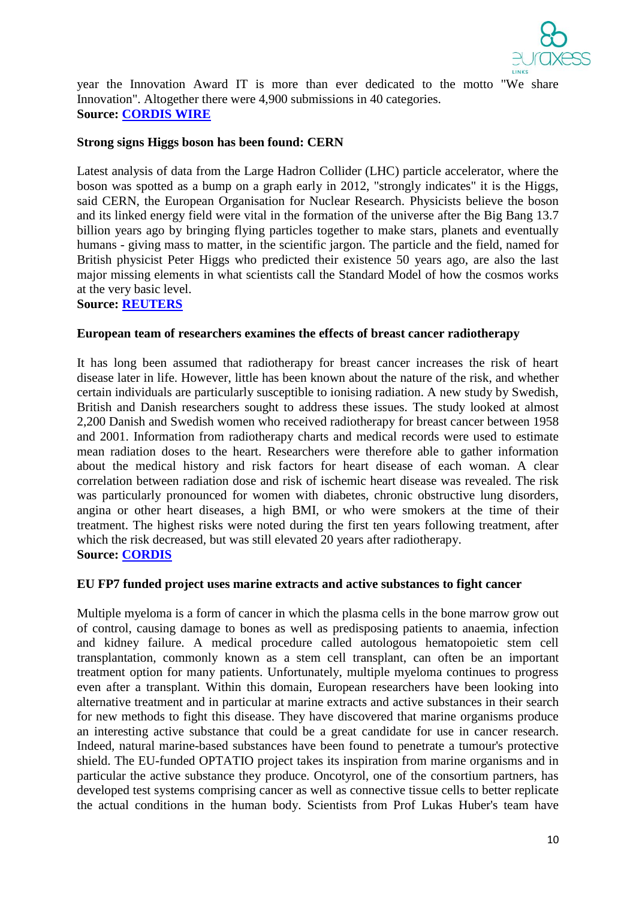year the Innovation Award IT is more than ever dedicated to the motto "We share Innovation". Altogether there were 4,900 submissions in 40 categories.
**Source: CORDIS WIRE**

**Strong signs Higgs boson has been found: CERN**

Latest analysis of data from the Large Hadron Collider (LHC) particle accelerator, where the boson was spotted as a bump on a graph early in 2012, "strongly indicates" it is the Higgs, said CERN, the European Organisation for Nuclear Research. Physicists believe the boson and its linked energy field were vital in the formation of the universe after the Big Bang 13.7 billion years ago by bringing flying particles together to make stars, planets and eventually humans - giving mass to matter, in the scientific jargon. The particle and the field, named for British physicist Peter Higgs who predicted their existence 50 years ago, are also the last major missing elements in what scientists call the Standard Model of how the cosmos works at the very basic level.
**Source: REUTERS**

**European team of researchers examines the effects of breast cancer radiotherapy**

It has long been assumed that radiotherapy for breast cancer increases the risk of heart disease later in life. However, little has been known about the nature of the risk, and whether certain individuals are particularly susceptible to ionising radiation. A new study by Swedish, British and Danish researchers sought to address these issues. The study looked at almost 2,200 Danish and Swedish women who received radiotherapy for breast cancer between 1958 and 2001. Information from radiotherapy charts and medical records were used to estimate mean radiation doses to the heart. Researchers were therefore able to gather information about the medical history and risk factors for heart disease of each woman. A clear correlation between radiation dose and risk of ischemic heart disease was revealed. The risk was particularly pronounced for women with diabetes, chronic obstructive lung disorders, angina or other heart diseases, a high BMI, or who were smokers at the time of their treatment. The highest risks were noted during the first ten years following treatment, after which the risk decreased, but was still elevated 20 years after radiotherapy.
**Source: CORDIS**

**EU FP7 funded project uses marine extracts and active substances to fight cancer**

Multiple myeloma is a form of cancer in which the plasma cells in the bone marrow grow out of control, causing damage to bones as well as predisposing patients to anaemia, infection and kidney failure. A medical procedure called autologous hematopoietic stem cell transplantation, commonly known as a stem cell transplant, can often be an important treatment option for many patients. Unfortunately, multiple myeloma continues to progress even after a transplant. Within this domain, European researchers have been looking into alternative treatment and in particular at marine extracts and active substances in their search for new methods to fight this disease. They have discovered that marine organisms produce an interesting active substance that could be a great candidate for use in cancer research. Indeed, natural marine-based substances have been found to penetrate a tumour's protective shield. The EU-funded OPTATIO project takes its inspiration from marine organisms and in particular the active substance they produce. Oncotyrol, one of the consortium partners, has developed test systems comprising cancer as well as connective tissue cells to better replicate the actual conditions in the human body. Scientists from Prof Lukas Huber's team have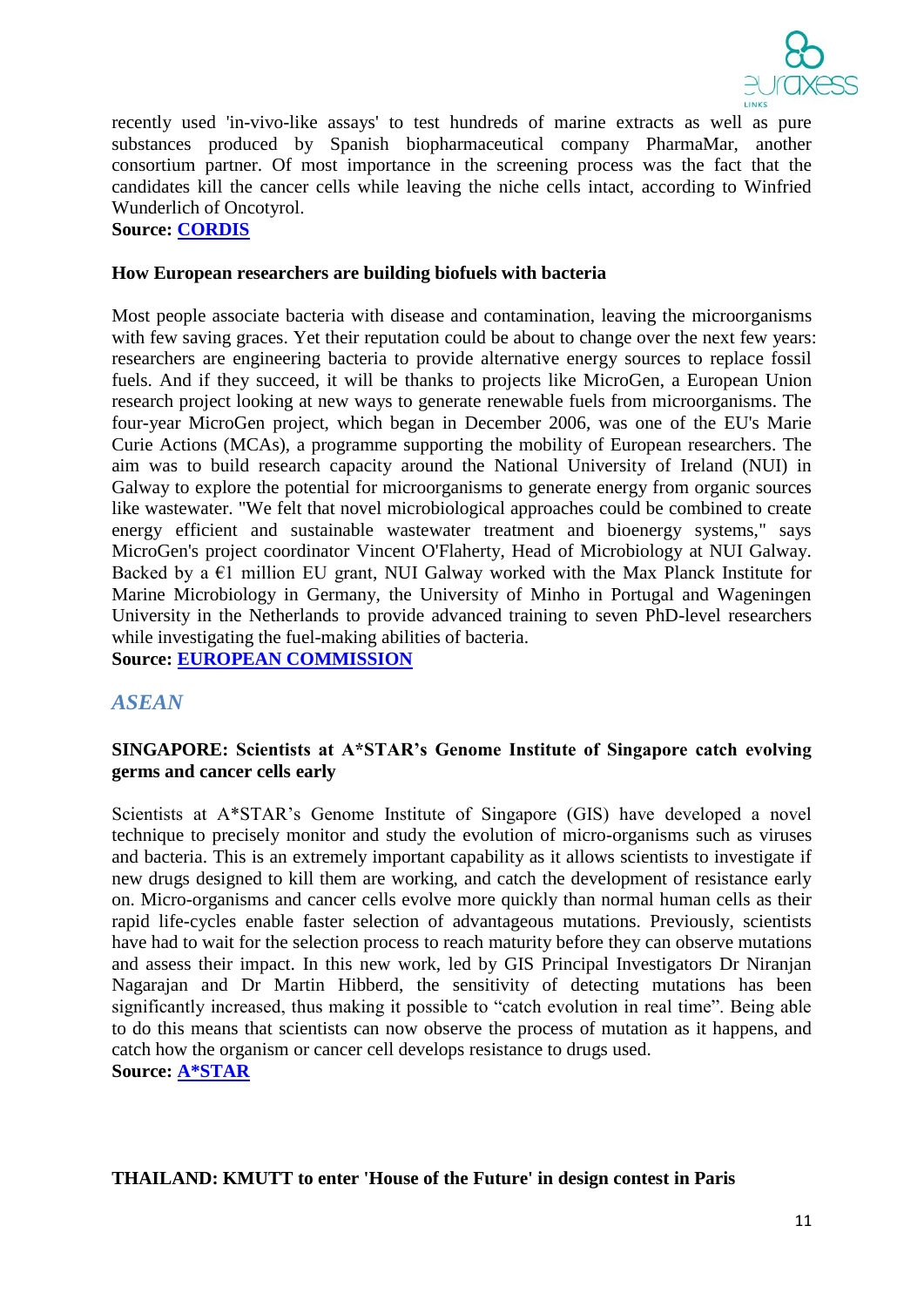recently used 'in-vivo-like assays' to test hundreds of marine extracts as well as pure substances produced by Spanish biopharmaceutical company PharmaMar, another consortium partner. Of most importance in the screening process was the fact that the candidates kill the cancer cells while leaving the niche cells intact, according to Winfried Wunderlich of Oncotyrol.

**Source: [CORDIS]()**

**How European researchers are building biofuels with bacteria**

Most people associate bacteria with disease and contamination, leaving the microorganisms with few saving graces. Yet their reputation could be about to change over the next few years: researchers are engineering bacteria to provide alternative energy sources to replace fossil fuels. And if they succeed, it will be thanks to projects like MicroGen, a European Union research project looking at new ways to generate renewable fuels from microorganisms. The four-year MicroGen project, which began in December 2006, was one of the EU's Marie Curie Actions (MCAs), a programme supporting the mobility of European researchers. The aim was to build research capacity around the National University of Ireland (NUI) in Galway to explore the potential for microorganisms to generate energy from organic sources like wastewater. "We felt that novel microbiological approaches could be combined to create energy efficient and sustainable wastewater treatment and bioenergy systems," says MicroGen's project coordinator Vincent O'Flaherty, Head of Microbiology at NUI Galway. Backed by a €1 million EU grant, NUI Galway worked with the Max Planck Institute for Marine Microbiology in Germany, the University of Minho in Portugal and Wageningen University in the Netherlands to provide advanced training to seven PhD-level researchers while investigating the fuel-making abilities of bacteria.

**Source: [EUROPEAN COMMISSION]()**

## *ASEAN*

**SINGAPORE: Scientists at A*STAR's Genome Institute of Singapore catch evolving germs and cancer cells early**

Scientists at A*STAR's Genome Institute of Singapore (GIS) have developed a novel technique to precisely monitor and study the evolution of micro-organisms such as viruses and bacteria. This is an extremely important capability as it allows scientists to investigate if new drugs designed to kill them are working, and catch the development of resistance early on. Micro-organisms and cancer cells evolve more quickly than normal human cells as their rapid life-cycles enable faster selection of advantageous mutations. Previously, scientists have had to wait for the selection process to reach maturity before they can observe mutations and assess their impact. In this new work, led by GIS Principal Investigators Dr Niranjan Nagarajan and Dr Martin Hibberd, the sensitivity of detecting mutations has been significantly increased, thus making it possible to "catch evolution in real time". Being able to do this means that scientists can now observe the process of mutation as it happens, and catch how the organism or cancer cell develops resistance to drugs used.

**Source: [A*STAR]()**

**THAILAND: KMUTT to enter 'House of the Future' in design contest in Paris**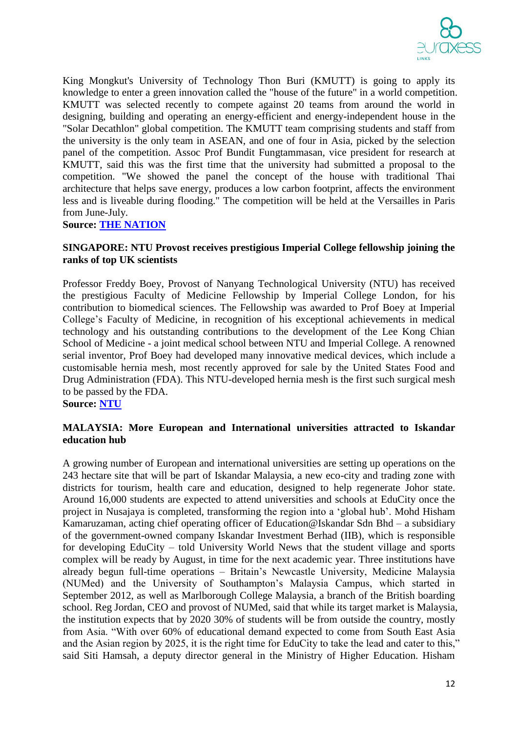King Mongkut's University of Technology Thon Buri (KMUTT) is going to apply its knowledge to enter a green innovation called the "house of the future" in a world competition. KMUTT was selected recently to compete against 20 teams from around the world in designing, building and operating an energy-efficient and energy-independent house in the "Solar Decathlon" global competition. The KMUTT team comprising students and staff from the university is the only team in ASEAN, and one of four in Asia, picked by the selection panel of the competition. Assoc Prof Bundit Fungtammasan, vice president for research at KMUTT, said this was the first time that the university had submitted a proposal to the competition. "We showed the panel the concept of the house with traditional Thai architecture that helps save energy, produces a low carbon footprint, affects the environment less and is liveable during flooding." The competition will be held at the Versailles in Paris from June-July.

**Source: THE NATION**

**SINGAPORE: NTU Provost receives prestigious Imperial College fellowship joining the ranks of top UK scientists**

Professor Freddy Boey, Provost of Nanyang Technological University (NTU) has received the prestigious Faculty of Medicine Fellowship by Imperial College London, for his contribution to biomedical sciences. The Fellowship was awarded to Prof Boey at Imperial College's Faculty of Medicine, in recognition of his exceptional achievements in medical technology and his outstanding contributions to the development of the Lee Kong Chian School of Medicine - a joint medical school between NTU and Imperial College. A renowned serial inventor, Prof Boey had developed many innovative medical devices, which include a customisable hernia mesh, most recently approved for sale by the United States Food and Drug Administration (FDA). This NTU-developed hernia mesh is the first such surgical mesh to be passed by the FDA.

**Source: NTU**

**MALAYSIA: More European and International universities attracted to Iskandar education hub**

A growing number of European and international universities are setting up operations on the 243 hectare site that will be part of Iskandar Malaysia, a new eco-city and trading zone with districts for tourism, health care and education, designed to help regenerate Johor state. Around 16,000 students are expected to attend universities and schools at EduCity once the project in Nusajaya is completed, transforming the region into a 'global hub'. Mohd Hisham Kamaruzaman, acting chief operating officer of Education@Iskandar Sdn Bhd – a subsidiary of the government-owned company Iskandar Investment Berhad (IIB), which is responsible for developing EduCity – told University World News that the student village and sports complex will be ready by August, in time for the next academic year. Three institutions have already begun full-time operations – Britain's Newcastle University, Medicine Malaysia (NUMed) and the University of Southampton's Malaysia Campus, which started in September 2012, as well as Marlborough College Malaysia, a branch of the British boarding school. Reg Jordan, CEO and provost of NUMed, said that while its target market is Malaysia, the institution expects that by 2020 30% of students will be from outside the country, mostly from Asia. "With over 60% of educational demand expected to come from South East Asia and the Asian region by 2025, it is the right time for EduCity to take the lead and cater to this," said Siti Hamsah, a deputy director general in the Ministry of Higher Education. Hisham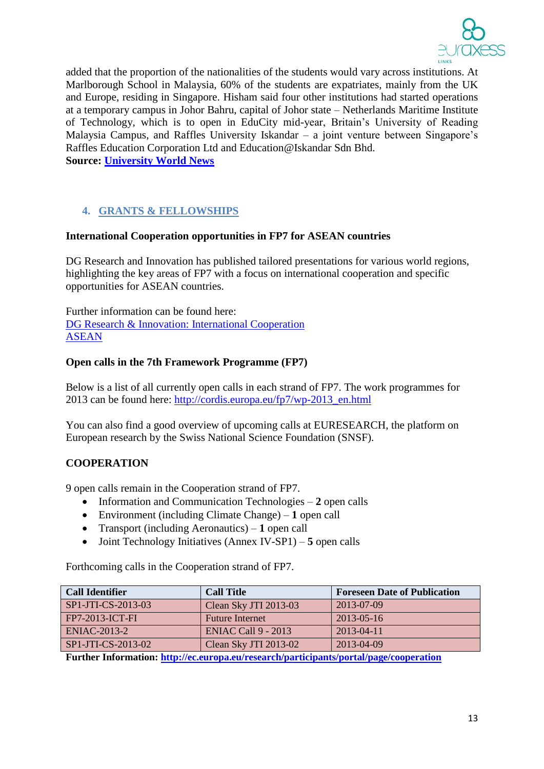added that the proportion of the nationalities of the students would vary across institutions. At Marlborough School in Malaysia, 60% of the students are expatriates, mainly from the UK and Europe, residing in Singapore. Hisham said four other institutions had started operations at a temporary campus in Johor Bahru, capital of Johor state – Netherlands Maritime Institute of Technology, which is to open in EduCity mid-year, Britain's University of Reading Malaysia Campus, and Raffles University Iskandar – a joint venture between Singapore's Raffles Education Corporation Ltd and Education@Iskandar Sdn Bhd.

**Source: [University World News]()**

## 4. GRANTS & FELLOWSHIPS

**International Cooperation opportunities in FP7 for ASEAN countries**

DG Research and Innovation has published tailored presentations for various world regions, highlighting the key areas of FP7 with a focus on international cooperation and specific opportunities for ASEAN countries.

Further information can be found here:
[DG Research & Innovation: International Cooperation]()
[ASEAN]()

**Open calls in the 7th Framework Programme (FP7)**

Below is a list of all currently open calls in each strand of FP7. The work programmes for 2013 can be found here: http://cordis.europa.eu/fp7/wp-2013_en.html

You can also find a good overview of upcoming calls at EURESEARCH, the platform on European research by the Swiss National Science Foundation (SNSF).

**COOPERATION**

9 open calls remain in the Cooperation strand of FP7.

- Information and Communication Technologies – **2** open calls
- Environment (including Climate Change) – **1** open call
- Transport (including Aeronautics) – **1** open call
- Joint Technology Initiatives (Annex IV-SP1) – **5** open calls

Forthcoming calls in the Cooperation strand of FP7.

| Call Identifier | Call Title | Foreseen Date of Publication |
|---|---|---|
| SP1-JTI-CS-2013-03 | Clean Sky JTI 2013-03 | 2013-07-09 |
| FP7-2013-ICT-FI | Future Internet | 2013-05-16 |
| ENIAC-2013-2 | ENIAC Call 9 - 2013 | 2013-04-11 |
| SP1-JTI-CS-2013-02 | Clean Sky JTI 2013-02 | 2013-04-09 |

**Further Information: http://ec.europa.eu/research/participants/portal/page/cooperation**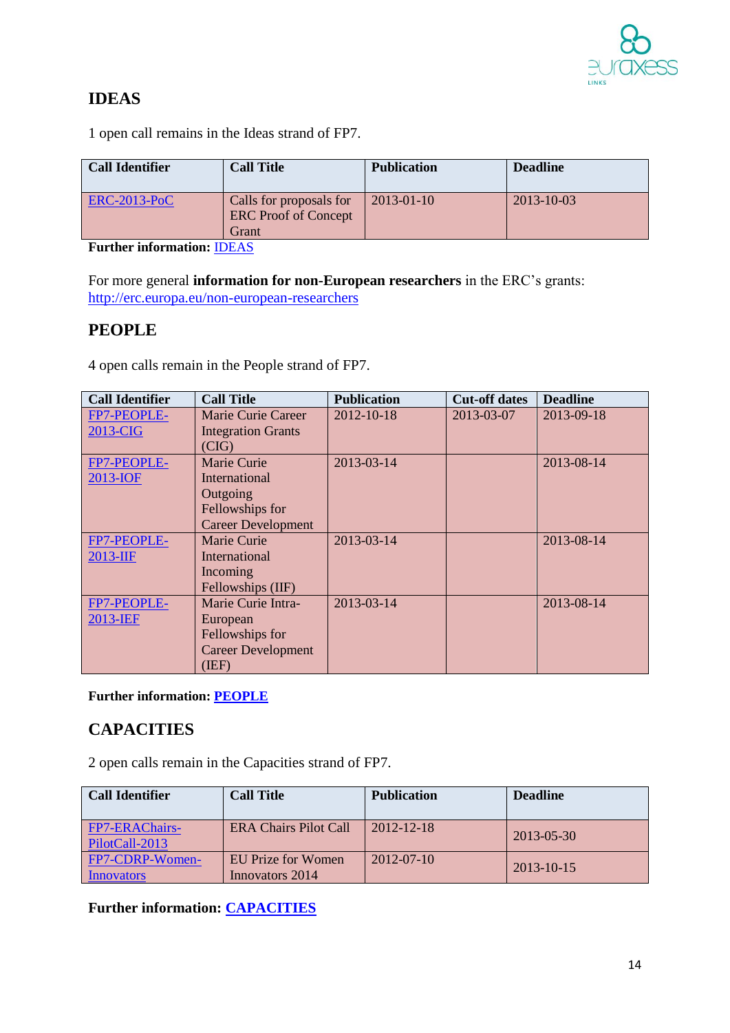## IDEAS

1 open call remains in the Ideas strand of FP7.

| Call Identifier | Call Title | Publication | Deadline |
|---|---|---|---|
| ERC-2013-PoC | Calls for proposals for ERC Proof of Concept Grant | 2013-01-10 | 2013-10-03 |

**Further information:** IDEAS

For more general **information for non-European researchers** in the ERC's grants: http://erc.europa.eu/non-european-researchers

## PEOPLE

4 open calls remain in the People strand of FP7.

| Call Identifier | Call Title | Publication | Cut-off dates | Deadline |
|---|---|---|---|---|
| FP7-PEOPLE-2013-CIG | Marie Curie Career Integration Grants (CIG) | 2012-10-18 | 2013-03-07 | 2013-09-18 |
| FP7-PEOPLE-2013-IOF | Marie Curie International Outgoing Fellowships for Career Development | 2013-03-14 | | 2013-08-14 |
| FP7-PEOPLE-2013-IIF | Marie Curie International Incoming Fellowships (IIF) | 2013-03-14 | | 2013-08-14 |
| FP7-PEOPLE-2013-IEF | Marie Curie Intra-European Fellowships for Career Development (IEF) | 2013-03-14 | | 2013-08-14 |

**Further information: PEOPLE**

## CAPACITIES

2 open calls remain in the Capacities strand of FP7.

| Call Identifier | Call Title | Publication | Deadline |
|---|---|---|---|
| FP7-ERAChairs-PilotCall-2013 | ERA Chairs Pilot Call | 2012-12-18 | 2013-05-30 |
| FP7-CDRP-Women-Innovators | EU Prize for Women Innovators 2014 | 2012-07-10 | 2013-10-15 |

**Further information: CAPACITIES**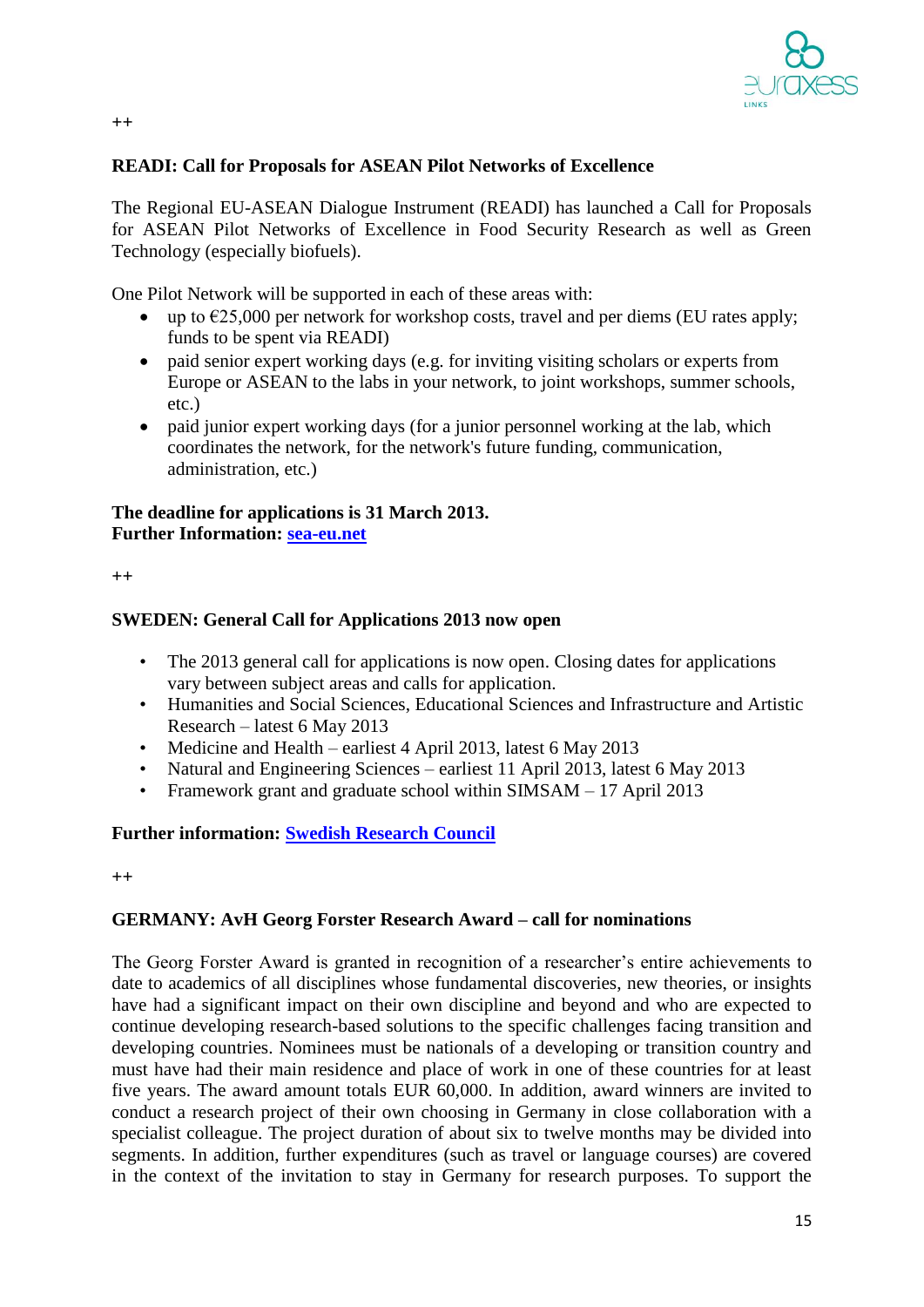++

**READI: Call for Proposals for ASEAN Pilot Networks of Excellence**

The Regional EU-ASEAN Dialogue Instrument (READI) has launched a Call for Proposals for ASEAN Pilot Networks of Excellence in Food Security Research as well as Green Technology (especially biofuels).

One Pilot Network will be supported in each of these areas with:

- up to €25,000 per network for workshop costs, travel and per diems (EU rates apply; funds to be spent via READI)
- paid senior expert working days (e.g. for inviting visiting scholars or experts from Europe or ASEAN to the labs in your network, to joint workshops, summer schools, etc.)
- paid junior expert working days (for a junior personnel working at the lab, which coordinates the network, for the network's future funding, communication, administration, etc.)

**The deadline for applications is 31 March 2013.**
**Further Information: [sea-eu.net](sea-eu.net)**

++

**SWEDEN: General Call for Applications 2013 now open**

- The 2013 general call for applications is now open. Closing dates for applications vary between subject areas and calls for application.
- Humanities and Social Sciences, Educational Sciences and Infrastructure and Artistic Research – latest 6 May 2013
- Medicine and Health – earliest 4 April 2013, latest 6 May 2013
- Natural and Engineering Sciences – earliest 11 April 2013, latest 6 May 2013
- Framework grant and graduate school within SIMSAM – 17 April 2013

**Further information: Swedish Research Council**

++

**GERMANY: AvH Georg Forster Research Award – call for nominations**

The Georg Forster Award is granted in recognition of a researcher's entire achievements to date to academics of all disciplines whose fundamental discoveries, new theories, or insights have had a significant impact on their own discipline and beyond and who are expected to continue developing research-based solutions to the specific challenges facing transition and developing countries. Nominees must be nationals of a developing or transition country and must have had their main residence and place of work in one of these countries for at least five years. The award amount totals EUR 60,000. In addition, award winners are invited to conduct a research project of their own choosing in Germany in close collaboration with a specialist colleague. The project duration of about six to twelve months may be divided into segments. In addition, further expenditures (such as travel or language courses) are covered in the context of the invitation to stay in Germany for research purposes. To support the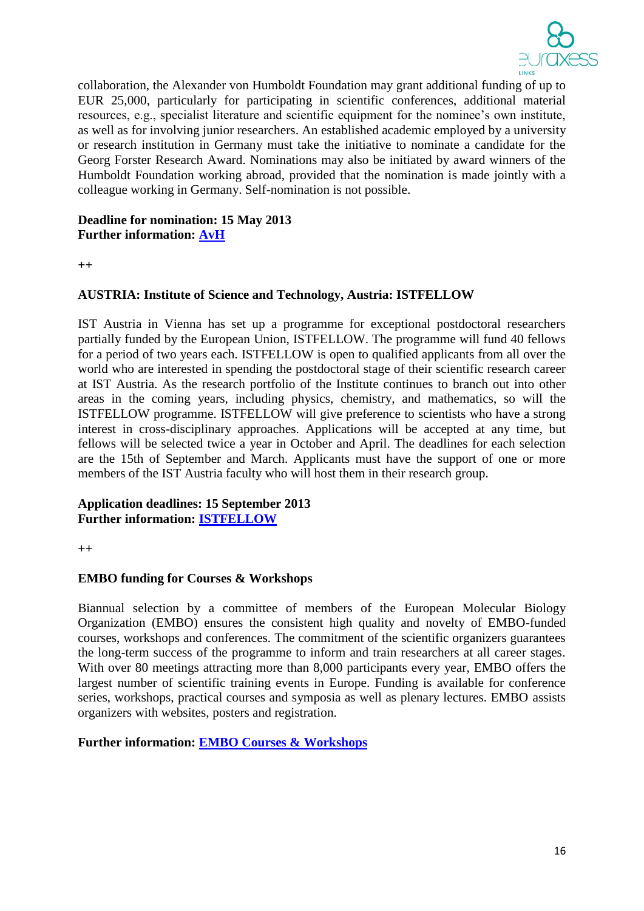collaboration, the Alexander von Humboldt Foundation may grant additional funding of up to EUR 25,000, particularly for participating in scientific conferences, additional material resources, e.g., specialist literature and scientific equipment for the nominee's own institute, as well as for involving junior researchers. An established academic employed by a university or research institution in Germany must take the initiative to nominate a candidate for the Georg Forster Research Award. Nominations may also be initiated by award winners of the Humboldt Foundation working abroad, provided that the nomination is made jointly with a colleague working in Germany. Self-nomination is not possible.

**Deadline for nomination: 15 May 2013**
**Further information: [AvH]()**

++

**AUSTRIA: Institute of Science and Technology, Austria: ISTFELLOW**

IST Austria in Vienna has set up a programme for exceptional postdoctoral researchers partially funded by the European Union, ISTFELLOW. The programme will fund 40 fellows for a period of two years each. ISTFELLOW is open to qualified applicants from all over the world who are interested in spending the postdoctoral stage of their scientific research career at IST Austria. As the research portfolio of the Institute continues to branch out into other areas in the coming years, including physics, chemistry, and mathematics, so will the ISTFELLOW programme. ISTFELLOW will give preference to scientists who have a strong interest in cross-disciplinary approaches. Applications will be accepted at any time, but fellows will be selected twice a year in October and April. The deadlines for each selection are the 15th of September and March. Applicants must have the support of one or more members of the IST Austria faculty who will host them in their research group.

**Application deadlines: 15 September 2013**
**Further information: [ISTFELLOW]()**

++

**EMBO funding for Courses & Workshops**

Biannual selection by a committee of members of the European Molecular Biology Organization (EMBO) ensures the consistent high quality and novelty of EMBO-funded courses, workshops and conferences. The commitment of the scientific organizers guarantees the long-term success of the programme to inform and train researchers at all career stages. With over 80 meetings attracting more than 8,000 participants every year, EMBO offers the largest number of scientific training events in Europe. Funding is available for conference series, workshops, practical courses and symposia as well as plenary lectures. EMBO assists organizers with websites, posters and registration.

**Further information: [EMBO Courses & Workshops]()**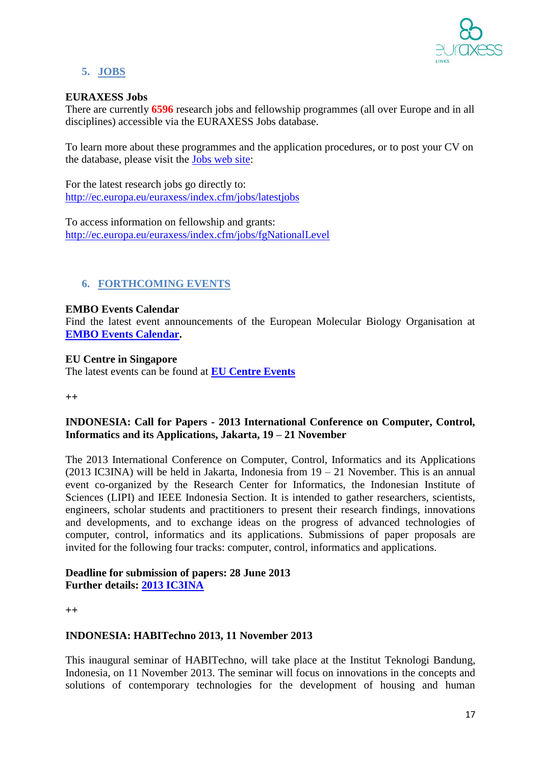## 5. JOBS

**EURAXESS Jobs**
There are currently **6596** research jobs and fellowship programmes (all over Europe and in all disciplines) accessible via the EURAXESS Jobs database.

To learn more about these programmes and the application procedures, or to post your CV on the database, please visit the Jobs web site:

For the latest research jobs go directly to:
http://ec.europa.eu/euraxess/index.cfm/jobs/latestjobs

To access information on fellowship and grants:
http://ec.europa.eu/euraxess/index.cfm/jobs/fgNationalLevel

## 6. FORTHCOMING EVENTS

**EMBO Events Calendar**
Find the latest event announcements of the European Molecular Biology Organisation at **EMBO Events Calendar**.

**EU Centre in Singapore**
The latest events can be found at **EU Centre Events**

++

**INDONESIA: Call for Papers - 2013 International Conference on Computer, Control, Informatics and its Applications, Jakarta, 19 – 21 November**

The 2013 International Conference on Computer, Control, Informatics and its Applications (2013 IC3INA) will be held in Jakarta, Indonesia from 19 – 21 November. This is an annual event co-organized by the Research Center for Informatics, the Indonesian Institute of Sciences (LIPI) and IEEE Indonesia Section. It is intended to gather researchers, scientists, engineers, scholar students and practitioners to present their research findings, innovations and developments, and to exchange ideas on the progress of advanced technologies of computer, control, informatics and its applications. Submissions of paper proposals are invited for the following four tracks: computer, control, informatics and applications.

**Deadline for submission of papers: 28 June 2013**
**Further details: 2013 IC3INA**

++

**INDONESIA: HABITechno 2013, 11 November 2013**

This inaugural seminar of HABITechno, will take place at the Institut Teknologi Bandung, Indonesia, on 11 November 2013. The seminar will focus on innovations in the concepts and solutions of contemporary technologies for the development of housing and human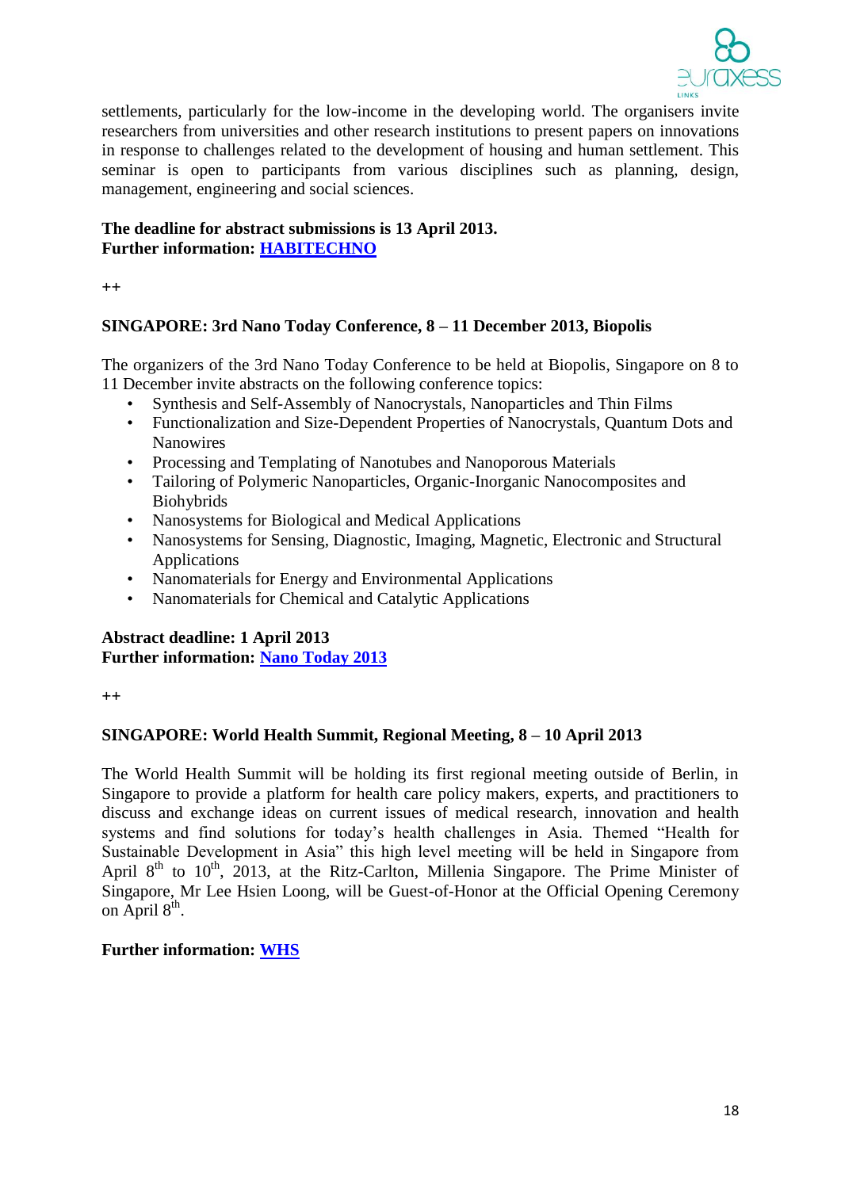settlements, particularly for the low-income in the developing world. The organisers invite researchers from universities and other research institutions to present papers on innovations in response to challenges related to the development of housing and human settlement. This seminar is open to participants from various disciplines such as planning, design, management, engineering and social sciences.

**The deadline for abstract submissions is 13 April 2013.**
**Further information: HABITECHNO**

++

**SINGAPORE: 3rd Nano Today Conference, 8 – 11 December 2013, Biopolis**

The organizers of the 3rd Nano Today Conference to be held at Biopolis, Singapore on 8 to 11 December invite abstracts on the following conference topics:

- Synthesis and Self-Assembly of Nanocrystals, Nanoparticles and Thin Films
- Functionalization and Size-Dependent Properties of Nanocrystals, Quantum Dots and Nanowires
- Processing and Templating of Nanotubes and Nanoporous Materials
- Tailoring of Polymeric Nanoparticles, Organic-Inorganic Nanocomposites and Biohybrids
- Nanosystems for Biological and Medical Applications
- Nanosystems for Sensing, Diagnostic, Imaging, Magnetic, Electronic and Structural Applications
- Nanomaterials for Energy and Environmental Applications
- Nanomaterials for Chemical and Catalytic Applications

**Abstract deadline: 1 April 2013**
**Further information: Nano Today 2013**

++

**SINGAPORE: World Health Summit, Regional Meeting, 8 – 10 April 2013**

The World Health Summit will be holding its first regional meeting outside of Berlin, in Singapore to provide a platform for health care policy makers, experts, and practitioners to discuss and exchange ideas on current issues of medical research, innovation and health systems and find solutions for today's health challenges in Asia. Themed "Health for Sustainable Development in Asia" this high level meeting will be held in Singapore from April 8th to 10th, 2013, at the Ritz-Carlton, Millenia Singapore. The Prime Minister of Singapore, Mr Lee Hsien Loong, will be Guest-of-Honor at the Official Opening Ceremony on April 8th.

**Further information: WHS**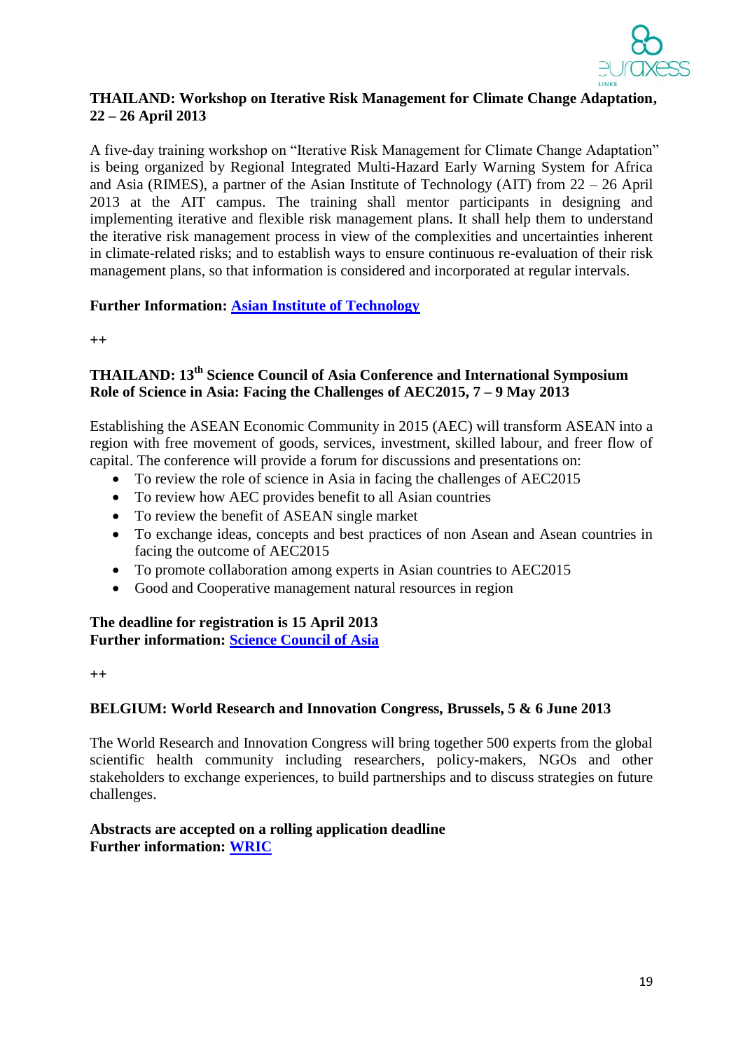**THAILAND: Workshop on Iterative Risk Management for Climate Change Adaptation, 22 – 26 April 2013**

A five-day training workshop on "Iterative Risk Management for Climate Change Adaptation" is being organized by Regional Integrated Multi-Hazard Early Warning System for Africa and Asia (RIMES), a partner of the Asian Institute of Technology (AIT) from 22 – 26 April 2013 at the AIT campus. The training shall mentor participants in designing and implementing iterative and flexible risk management plans. It shall help them to understand the iterative risk management process in view of the complexities and uncertainties inherent in climate-related risks; and to establish ways to ensure continuous re-evaluation of their risk management plans, so that information is considered and incorporated at regular intervals.

**Further Information:** [Asian Institute of Technology]()

++

**THAILAND: 13th Science Council of Asia Conference and International Symposium Role of Science in Asia: Facing the Challenges of AEC2015, 7 – 9 May 2013**

Establishing the ASEAN Economic Community in 2015 (AEC) will transform ASEAN into a region with free movement of goods, services, investment, skilled labour, and freer flow of capital. The conference will provide a forum for discussions and presentations on:

- To review the role of science in Asia in facing the challenges of AEC2015
- To review how AEC provides benefit to all Asian countries
- To review the benefit of ASEAN single market
- To exchange ideas, concepts and best practices of non Asean and Asean countries in facing the outcome of AEC2015
- To promote collaboration among experts in Asian countries to AEC2015
- Good and Cooperative management natural resources in region

**The deadline for registration is 15 April 2013**
**Further information:** [Science Council of Asia]()

++

**BELGIUM: World Research and Innovation Congress, Brussels, 5 & 6 June 2013**

The World Research and Innovation Congress will bring together 500 experts from the global scientific health community including researchers, policy-makers, NGOs and other stakeholders to exchange experiences, to build partnerships and to discuss strategies on future challenges.

**Abstracts are accepted on a rolling application deadline**
**Further information:** [WRIC]()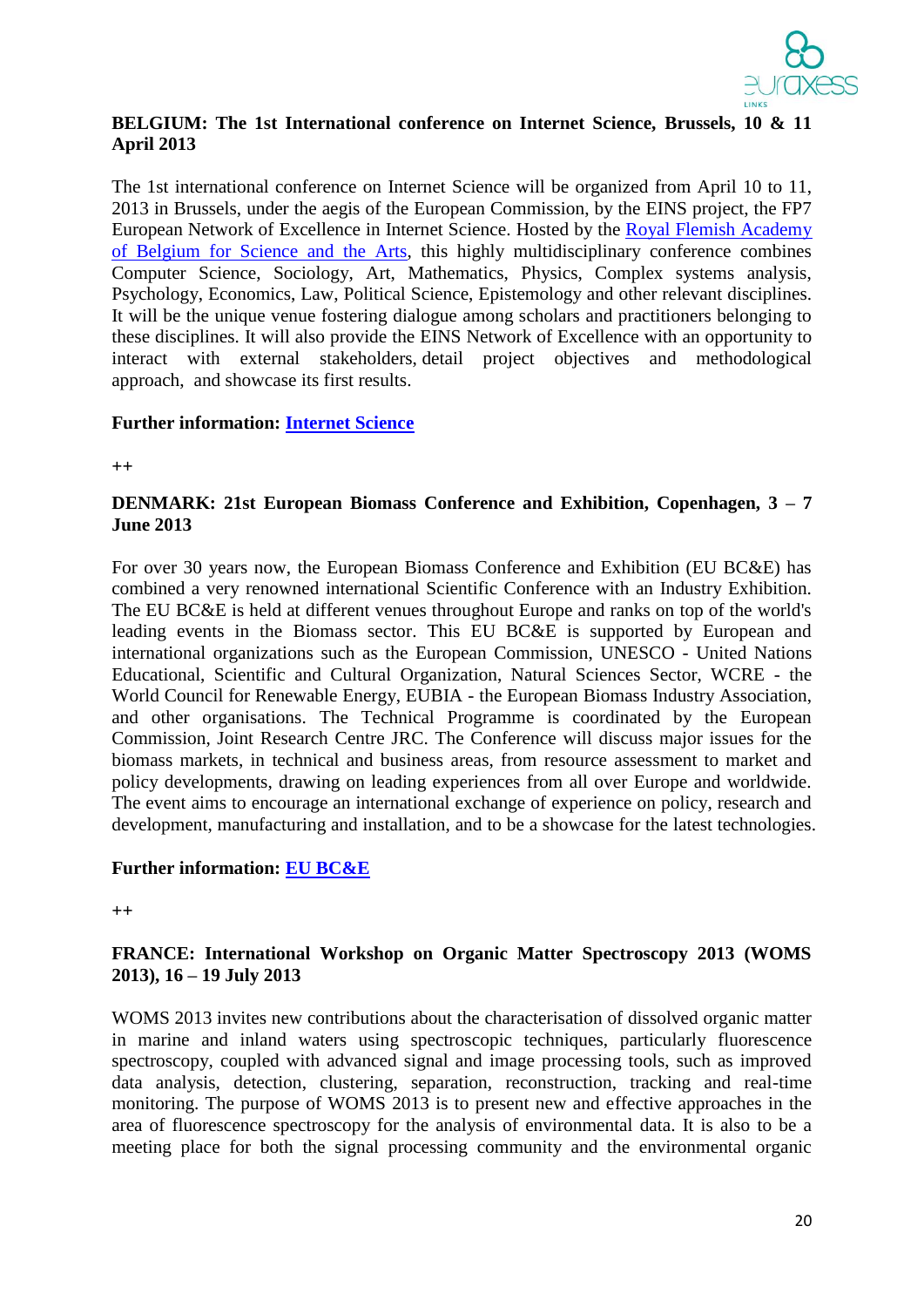**BELGIUM: The 1st International conference on Internet Science, Brussels, 10 & 11 April 2013**

The 1st international conference on Internet Science will be organized from April 10 to 11, 2013 in Brussels, under the aegis of the European Commission, by the EINS project, the FP7 European Network of Excellence in Internet Science. Hosted by the Royal Flemish Academy of Belgium for Science and the Arts, this highly multidisciplinary conference combines Computer Science, Sociology, Art, Mathematics, Physics, Complex systems analysis, Psychology, Economics, Law, Political Science, Epistemology and other relevant disciplines. It will be the unique venue fostering dialogue among scholars and practitioners belonging to these disciplines. It will also provide the EINS Network of Excellence with an opportunity to interact with external stakeholders, detail project objectives and methodological approach, and showcase its first results.

**Further information: Internet Science**

++

**DENMARK: 21st European Biomass Conference and Exhibition, Copenhagen, 3 – 7 June 2013**

For over 30 years now, the European Biomass Conference and Exhibition (EU BC&E) has combined a very renowned international Scientific Conference with an Industry Exhibition. The EU BC&E is held at different venues throughout Europe and ranks on top of the world's leading events in the Biomass sector. This EU BC&E is supported by European and international organizations such as the European Commission, UNESCO - United Nations Educational, Scientific and Cultural Organization, Natural Sciences Sector, WCRE - the World Council for Renewable Energy, EUBIA - the European Biomass Industry Association, and other organisations. The Technical Programme is coordinated by the European Commission, Joint Research Centre JRC. The Conference will discuss major issues for the biomass markets, in technical and business areas, from resource assessment to market and policy developments, drawing on leading experiences from all over Europe and worldwide. The event aims to encourage an international exchange of experience on policy, research and development, manufacturing and installation, and to be a showcase for the latest technologies.

**Further information: EU BC&E**

++

**FRANCE: International Workshop on Organic Matter Spectroscopy 2013 (WOMS 2013), 16 – 19 July 2013**

WOMS 2013 invites new contributions about the characterisation of dissolved organic matter in marine and inland waters using spectroscopic techniques, particularly fluorescence spectroscopy, coupled with advanced signal and image processing tools, such as improved data analysis, detection, clustering, separation, reconstruction, tracking and real-time monitoring. The purpose of WOMS 2013 is to present new and effective approaches in the area of fluorescence spectroscopy for the analysis of environmental data. It is also to be a meeting place for both the signal processing community and the environmental organic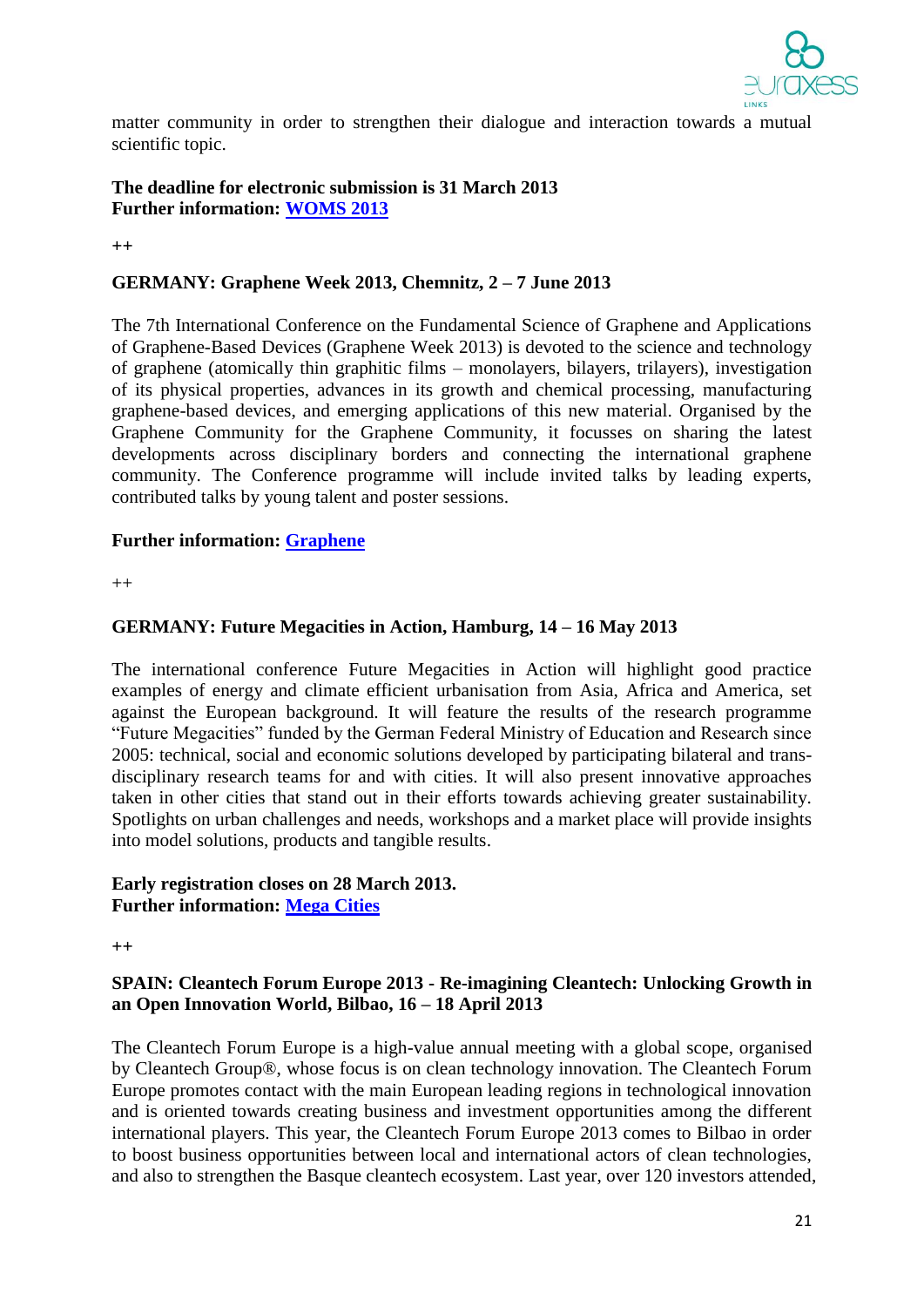matter community in order to strengthen their dialogue and interaction towards a mutual scientific topic.

**The deadline for electronic submission is 31 March 2013**
**Further information: [WOMS 2013]**

++

**GERMANY: Graphene Week 2013, Chemnitz, 2 – 7 June 2013**

The 7th International Conference on the Fundamental Science of Graphene and Applications of Graphene-Based Devices (Graphene Week 2013) is devoted to the science and technology of graphene (atomically thin graphitic films – monolayers, bilayers, trilayers), investigation of its physical properties, advances in its growth and chemical processing, manufacturing graphene-based devices, and emerging applications of this new material. Organised by the Graphene Community for the Graphene Community, it focusses on sharing the latest developments across disciplinary borders and connecting the international graphene community. The Conference programme will include invited talks by leading experts, contributed talks by young talent and poster sessions.

**Further information: [Graphene]**

++

**GERMANY: Future Megacities in Action, Hamburg, 14 – 16 May 2013**

The international conference Future Megacities in Action will highlight good practice examples of energy and climate efficient urbanisation from Asia, Africa and America, set against the European background. It will feature the results of the research programme "Future Megacities" funded by the German Federal Ministry of Education and Research since 2005: technical, social and economic solutions developed by participating bilateral and trans-disciplinary research teams for and with cities. It will also present innovative approaches taken in other cities that stand out in their efforts towards achieving greater sustainability. Spotlights on urban challenges and needs, workshops and a market place will provide insights into model solutions, products and tangible results.

**Early registration closes on 28 March 2013.**
**Further information: [Mega Cities]**

++

**SPAIN: Cleantech Forum Europe 2013 - Re-imagining Cleantech: Unlocking Growth in an Open Innovation World, Bilbao, 16 – 18 April 2013**

The Cleantech Forum Europe is a high-value annual meeting with a global scope, organised by Cleantech Group®, whose focus is on clean technology innovation. The Cleantech Forum Europe promotes contact with the main European leading regions in technological innovation and is oriented towards creating business and investment opportunities among the different international players. This year, the Cleantech Forum Europe 2013 comes to Bilbao in order to boost business opportunities between local and international actors of clean technologies, and also to strengthen the Basque cleantech ecosystem. Last year, over 120 investors attended,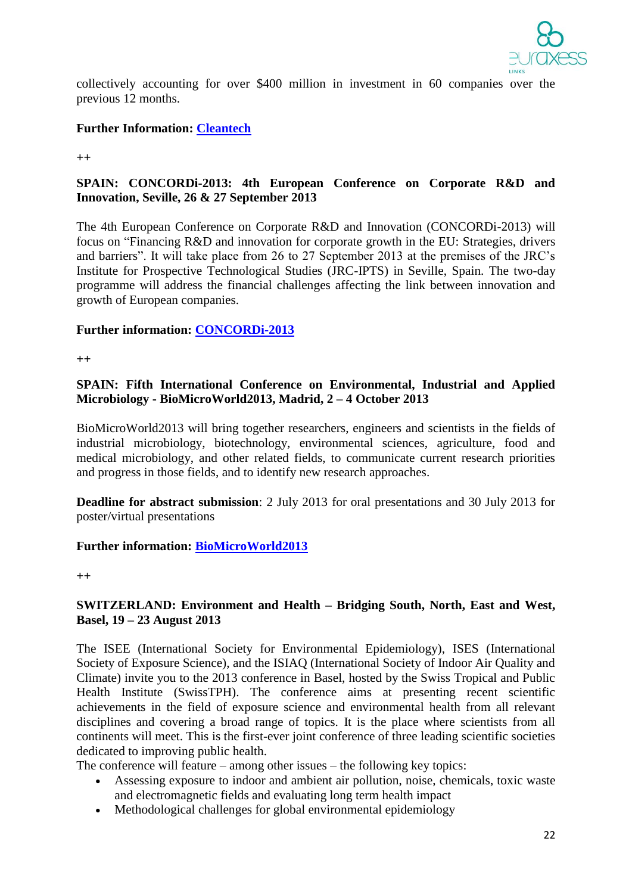collectively accounting for over $400 million in investment in 60 companies over the previous 12 months.

**Further Information: Cleantech**

++

**SPAIN: CONCORDi-2013: 4th European Conference on Corporate R&D and Innovation, Seville, 26 & 27 September 2013**

The 4th European Conference on Corporate R&D and Innovation (CONCORDi-2013) will focus on "Financing R&D and innovation for corporate growth in the EU: Strategies, drivers and barriers". It will take place from 26 to 27 September 2013 at the premises of the JRC's Institute for Prospective Technological Studies (JRC-IPTS) in Seville, Spain. The two-day programme will address the financial challenges affecting the link between innovation and growth of European companies.

**Further information: CONCORDi-2013**

++

**SPAIN: Fifth International Conference on Environmental, Industrial and Applied Microbiology - BioMicroWorld2013, Madrid, 2 – 4 October 2013**

BioMicroWorld2013 will bring together researchers, engineers and scientists in the fields of industrial microbiology, biotechnology, environmental sciences, agriculture, food and medical microbiology, and other related fields, to communicate current research priorities and progress in those fields, and to identify new research approaches.

**Deadline for abstract submission**: 2 July 2013 for oral presentations and 30 July 2013 for poster/virtual presentations

**Further information: BioMicroWorld2013**

++

**SWITZERLAND: Environment and Health – Bridging South, North, East and West, Basel, 19 – 23 August 2013**

The ISEE (International Society for Environmental Epidemiology), ISES (International Society of Exposure Science), and the ISIAQ (International Society of Indoor Air Quality and Climate) invite you to the 2013 conference in Basel, hosted by the Swiss Tropical and Public Health Institute (SwissTPH). The conference aims at presenting recent scientific achievements in the field of exposure science and environmental health from all relevant disciplines and covering a broad range of topics. It is the place where scientists from all continents will meet. This is the first-ever joint conference of three leading scientific societies dedicated to improving public health.

The conference will feature – among other issues – the following key topics:

- Assessing exposure to indoor and ambient air pollution, noise, chemicals, toxic waste and electromagnetic fields and evaluating long term health impact
- Methodological challenges for global environmental epidemiology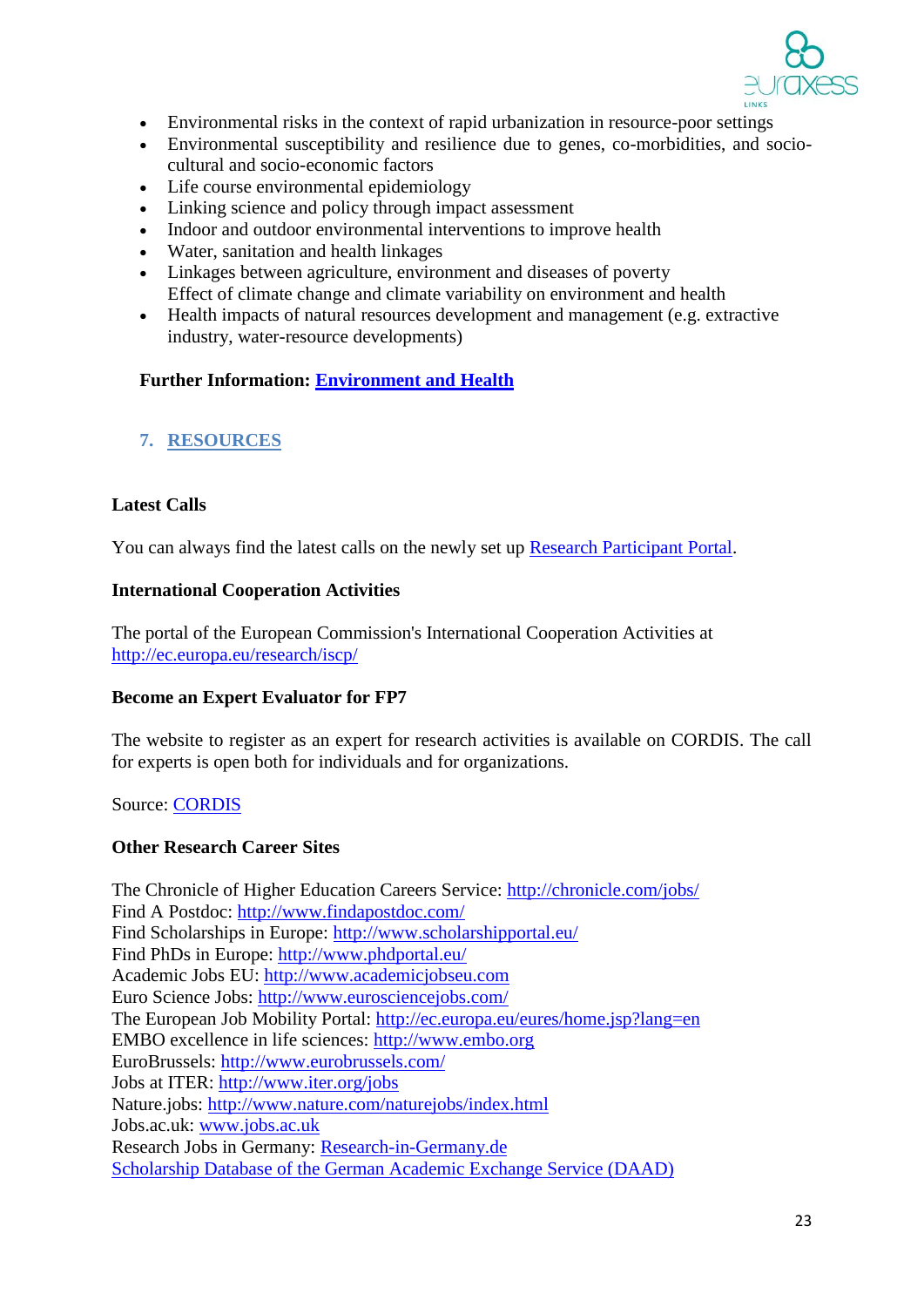- Environmental risks in the context of rapid urbanization in resource-poor settings
- Environmental susceptibility and resilience due to genes, co-morbidities, and socio-cultural and socio-economic factors
- Life course environmental epidemiology
- Linking science and policy through impact assessment
- Indoor and outdoor environmental interventions to improve health
- Water, sanitation and health linkages
- Linkages between agriculture, environment and diseases of poverty
  Effect of climate change and climate variability on environment and health
- Health impacts of natural resources development and management (e.g. extractive industry, water-resource developments)

**Further Information: Environment and Health**

## 7. RESOURCES

**Latest Calls**

You can always find the latest calls on the newly set up Research Participant Portal.

**International Cooperation Activities**

The portal of the European Commission's International Cooperation Activities at http://ec.europa.eu/research/iscp/

**Become an Expert Evaluator for FP7**

The website to register as an expert for research activities is available on CORDIS. The call for experts is open both for individuals and for organizations.

Source: CORDIS

**Other Research Career Sites**

The Chronicle of Higher Education Careers Service: http://chronicle.com/jobs/
Find A Postdoc: http://www.findapostdoc.com/
Find Scholarships in Europe: http://www.scholarshipportal.eu/
Find PhDs in Europe: http://www.phdportal.eu/
Academic Jobs EU: http://www.academicjobseu.com
Euro Science Jobs: http://www.eurosciencejobs.com/
The European Job Mobility Portal: http://ec.europa.eu/eures/home.jsp?lang=en
EMBO excellence in life sciences: http://www.embo.org
EuroBrussels: http://www.eurobrussels.com/
Jobs at ITER: http://www.iter.org/jobs
Nature.jobs: http://www.nature.com/naturejobs/index.html
Jobs.ac.uk: www.jobs.ac.uk
Research Jobs in Germany: Research-in-Germany.de
Scholarship Database of the German Academic Exchange Service (DAAD)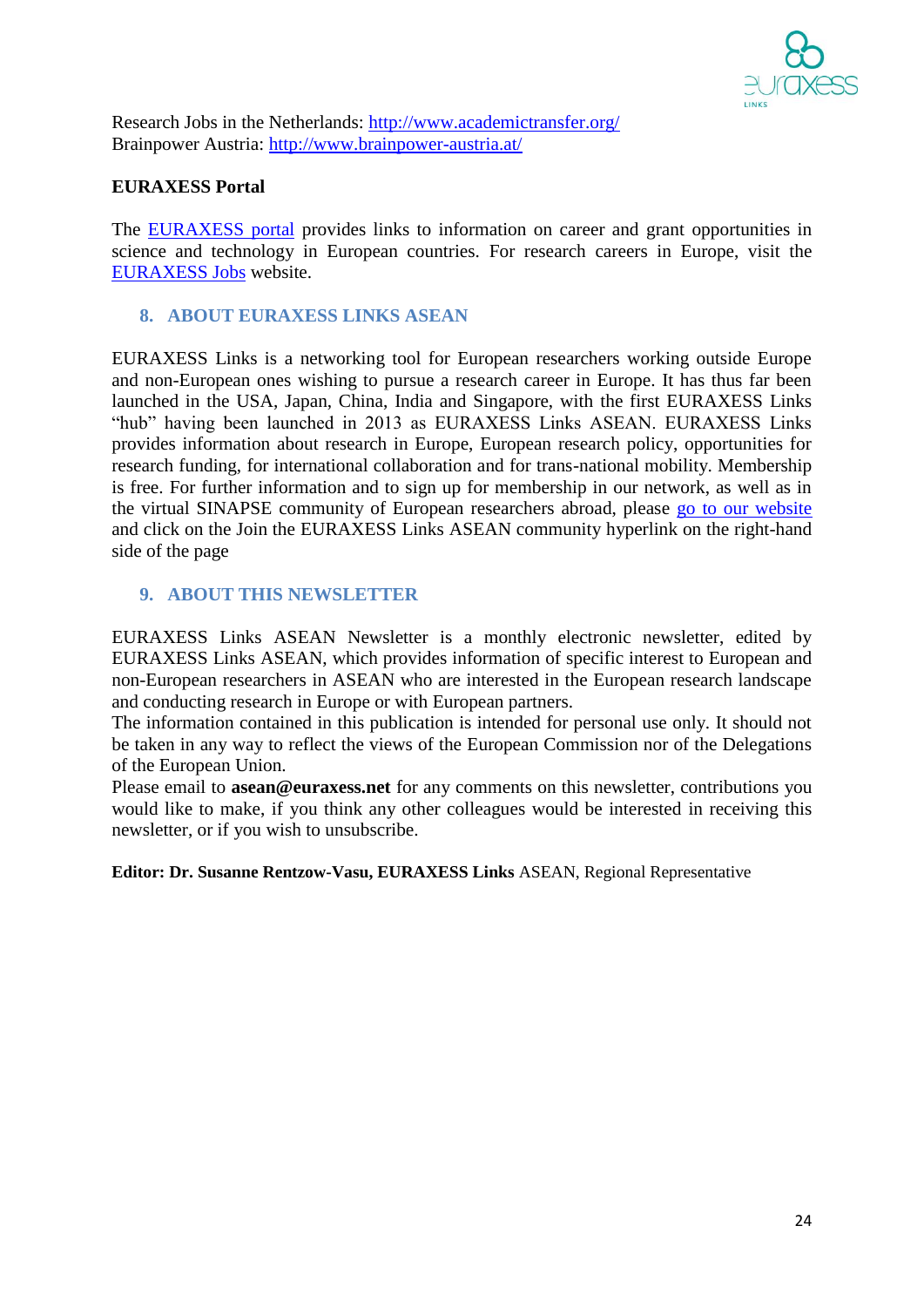Research Jobs in the Netherlands: [http://www.academictransfer.org/](http://www.academictransfer.org/)
Brainpower Austria: [http://www.brainpower-austria.at/](http://www.brainpower-austria.at/)

**EURAXESS Portal**

The EURAXESS portal provides links to information on career and grant opportunities in science and technology in European countries. For research careers in Europe, visit the EURAXESS Jobs website.

## 8. ABOUT EURAXESS LINKS ASEAN

EURAXESS Links is a networking tool for European researchers working outside Europe and non-European ones wishing to pursue a research career in Europe. It has thus far been launched in the USA, Japan, China, India and Singapore, with the first EURAXESS Links "hub" having been launched in 2013 as EURAXESS Links ASEAN. EURAXESS Links provides information about research in Europe, European research policy, opportunities for research funding, for international collaboration and for trans-national mobility. Membership is free. For further information and to sign up for membership in our network, as well as in the virtual SINAPSE community of European researchers abroad, please go to our website and click on the Join the EURAXESS Links ASEAN community hyperlink on the right-hand side of the page

## 9. ABOUT THIS NEWSLETTER

EURAXESS Links ASEAN Newsletter is a monthly electronic newsletter, edited by EURAXESS Links ASEAN, which provides information of specific interest to European and non-European researchers in ASEAN who are interested in the European research landscape and conducting research in Europe or with European partners.
The information contained in this publication is intended for personal use only. It should not be taken in any way to reflect the views of the European Commission nor of the Delegations of the European Union.
Please email to **asean@euraxess.net** for any comments on this newsletter, contributions you would like to make, if you think any other colleagues would be interested in receiving this newsletter, or if you wish to unsubscribe.

**Editor: Dr. Susanne Rentzow-Vasu, EURAXESS Links** ASEAN, Regional Representative